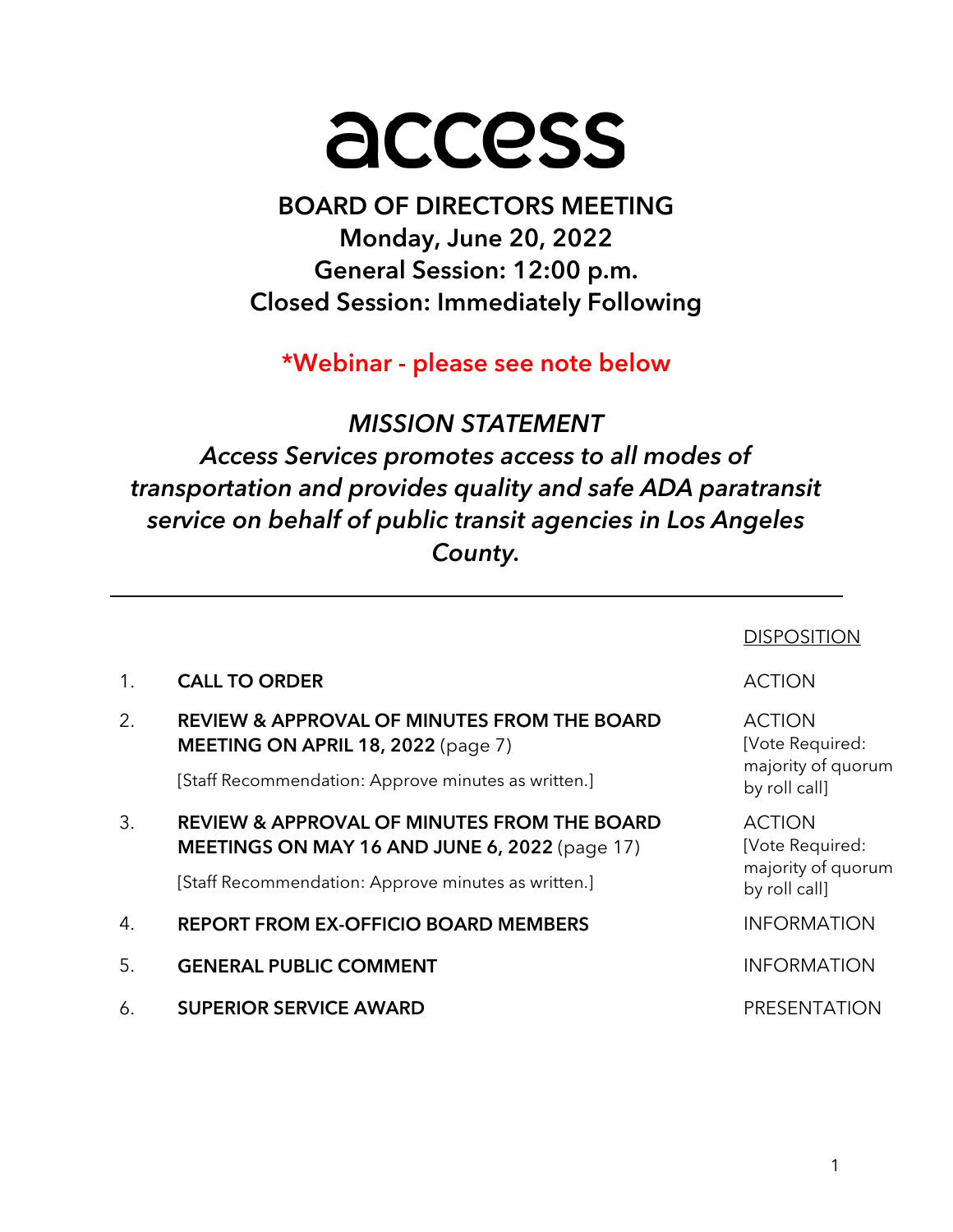# access

## BOARD OF DIRECTORS MEETING
## Monday, June 20, 2022
## General Session: 12:00 p.m.
## Closed Session: Immediately Following

**\*Webinar - please see note below**

***MISSION STATEMENT***

***Access Services promotes access to all modes of transportation and provides quality and safe ADA paratransit service on behalf of public transit agencies in Los Angeles County.***

---

| | | DISPOSITION |
|---|---|---|
| 1. | **CALL TO ORDER** | ACTION |
| 2. | **REVIEW & APPROVAL OF MINUTES FROM THE BOARD MEETING ON APRIL 18, 2022** (page 7)<br><br>[Staff Recommendation: Approve minutes as written.] | ACTION<br>[Vote Required: majority of quorum by roll call] |
| 3. | **REVIEW & APPROVAL OF MINUTES FROM THE BOARD MEETINGS ON MAY 16 AND JUNE 6, 2022** (page 17)<br><br>[Staff Recommendation: Approve minutes as written.] | ACTION<br>[Vote Required: majority of quorum by roll call] |
| 4. | **REPORT FROM EX-OFFICIO BOARD MEMBERS** | INFORMATION |
| 5. | **GENERAL PUBLIC COMMENT** | INFORMATION |
| 6. | **SUPERIOR SERVICE AWARD** | PRESENTATION |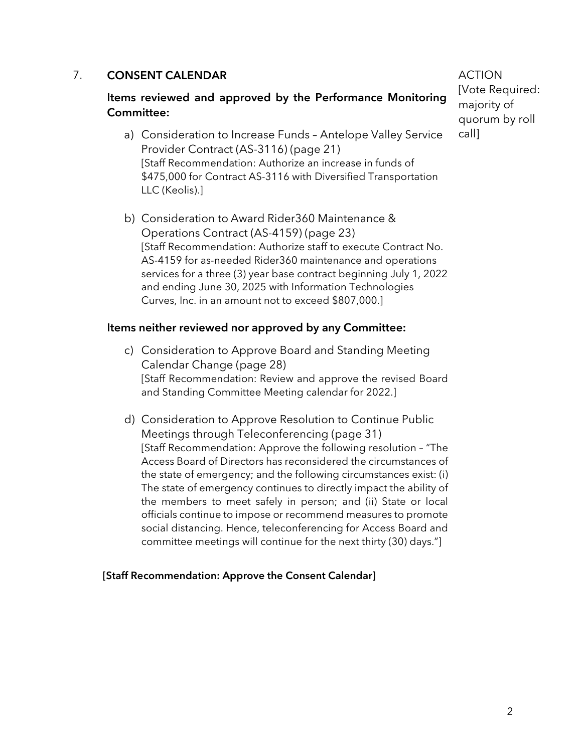## 7. CONSENT CALENDAR

ACTION
[Vote Required: majority of quorum by roll call]

**Items reviewed and approved by the Performance Monitoring Committee:**

a) Consideration to Increase Funds – Antelope Valley Service Provider Contract (AS-3116) (page 21)
[Staff Recommendation: Authorize an increase in funds of $475,000 for Contract AS-3116 with Diversified Transportation LLC (Keolis).]

b) Consideration to Award Rider360 Maintenance & Operations Contract (AS-4159) (page 23)
[Staff Recommendation: Authorize staff to execute Contract No. AS-4159 for as-needed Rider360 maintenance and operations services for a three (3) year base contract beginning July 1, 2022 and ending June 30, 2025 with Information Technologies Curves, Inc. in an amount not to exceed $807,000.]

**Items neither reviewed nor approved by any Committee:**

c) Consideration to Approve Board and Standing Meeting Calendar Change (page 28)
[Staff Recommendation: Review and approve the revised Board and Standing Committee Meeting calendar for 2022.]

d) Consideration to Approve Resolution to Continue Public Meetings through Teleconferencing (page 31)
[Staff Recommendation: Approve the following resolution – "The Access Board of Directors has reconsidered the circumstances of the state of emergency; and the following circumstances exist: (i) The state of emergency continues to directly impact the ability of the members to meet safely in person; and (ii) State or local officials continue to impose or recommend measures to promote social distancing. Hence, teleconferencing for Access Board and committee meetings will continue for the next thirty (30) days."]

**[Staff Recommendation: Approve the Consent Calendar]**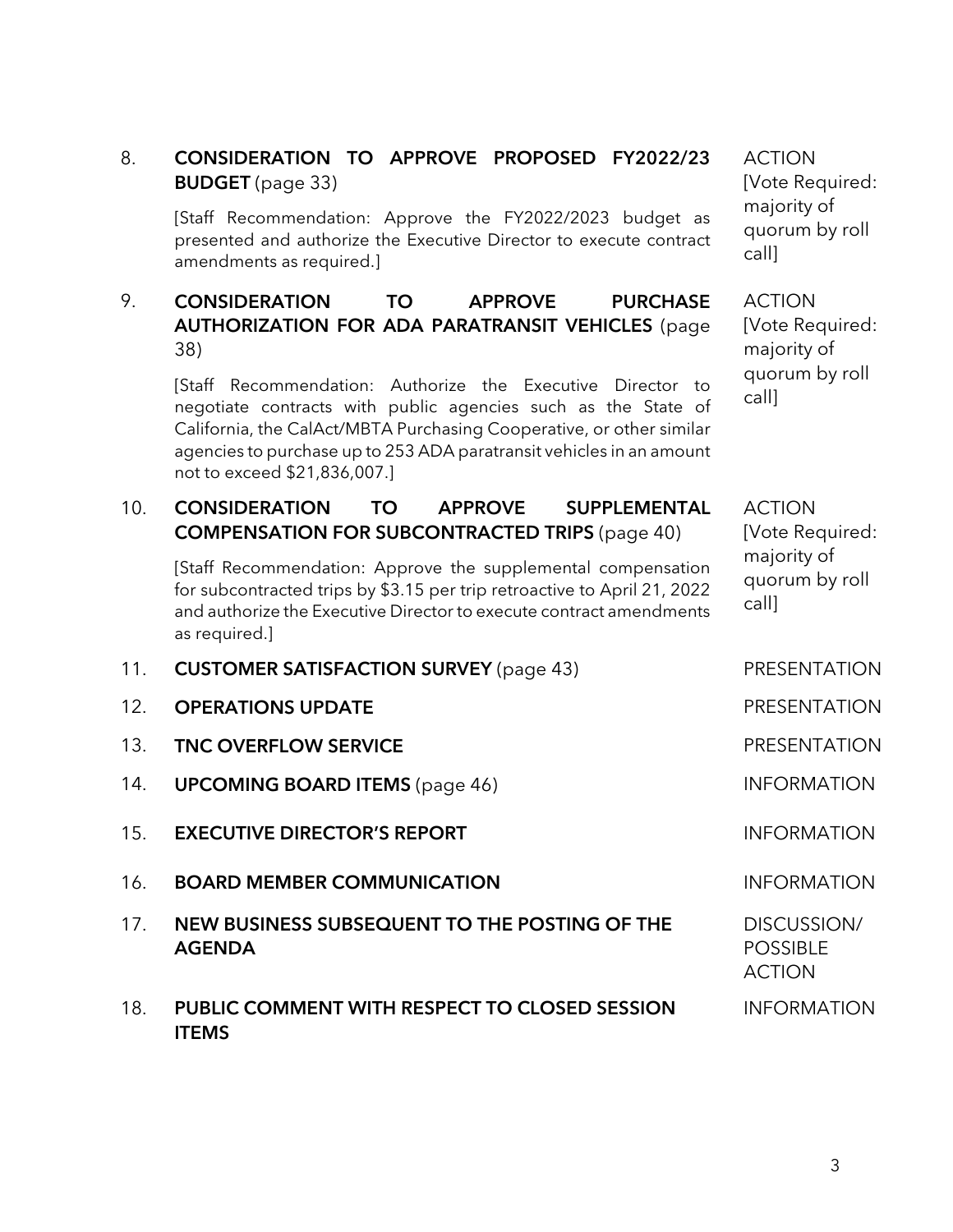8. **CONSIDERATION TO APPROVE PROPOSED FY2022/23 BUDGET** (page 33) — ACTION [Vote Required: majority of quorum by roll call]

   [Staff Recommendation: Approve the FY2022/2023 budget as presented and authorize the Executive Director to execute contract amendments as required.]

9. **CONSIDERATION TO APPROVE PURCHASE AUTHORIZATION FOR ADA PARATRANSIT VEHICLES** (page 38) — ACTION [Vote Required: majority of quorum by roll call]

   [Staff Recommendation: Authorize the Executive Director to negotiate contracts with public agencies such as the State of California, the CalAct/MBTA Purchasing Cooperative, or other similar agencies to purchase up to 253 ADA paratransit vehicles in an amount not to exceed $21,836,007.]

10. **CONSIDERATION TO APPROVE SUPPLEMENTAL COMPENSATION FOR SUBCONTRACTED TRIPS** (page 40) — ACTION [Vote Required: majority of quorum by roll call]

    [Staff Recommendation: Approve the supplemental compensation for subcontracted trips by $3.15 per trip retroactive to April 21, 2022 and authorize the Executive Director to execute contract amendments as required.]

11. **CUSTOMER SATISFACTION SURVEY** (page 43) — PRESENTATION

12. **OPERATIONS UPDATE** — PRESENTATION

13. **TNC OVERFLOW SERVICE** — PRESENTATION

14. **UPCOMING BOARD ITEMS** (page 46) — INFORMATION

15. **EXECUTIVE DIRECTOR'S REPORT** — INFORMATION

16. **BOARD MEMBER COMMUNICATION** — INFORMATION

17. **NEW BUSINESS SUBSEQUENT TO THE POSTING OF THE AGENDA** — DISCUSSION/ POSSIBLE ACTION

18. **PUBLIC COMMENT WITH RESPECT TO CLOSED SESSION ITEMS** — INFORMATION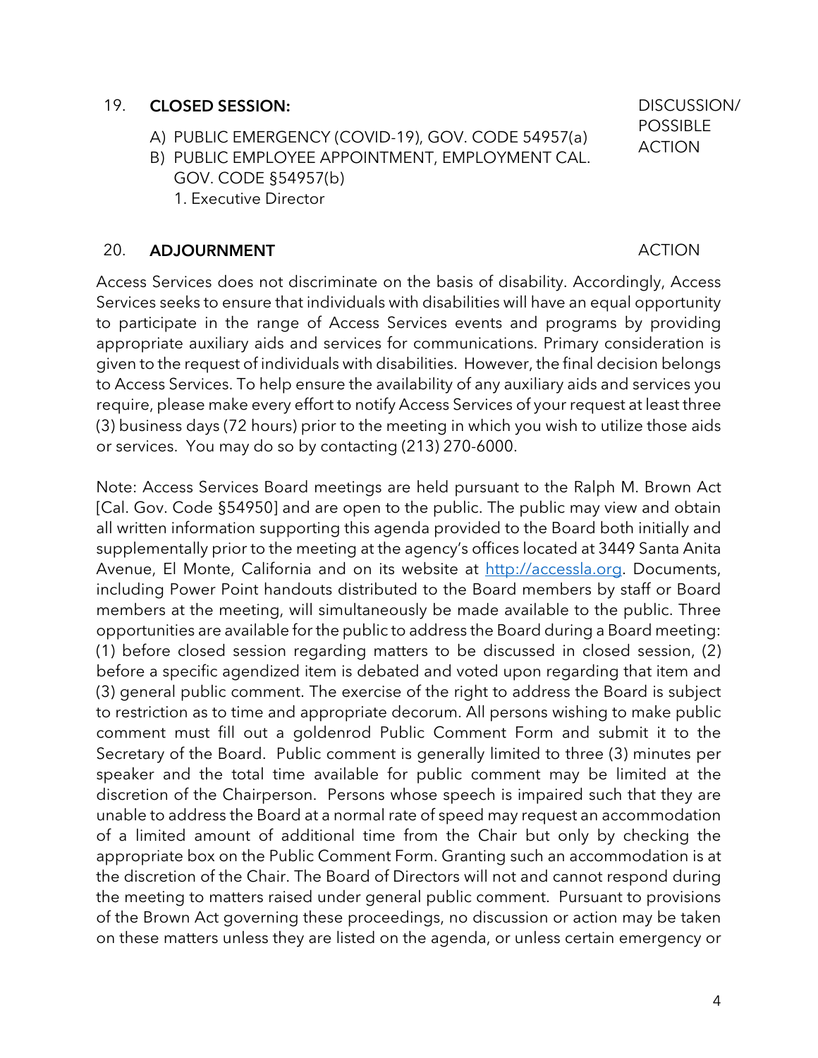19. **CLOSED SESSION:** DISCUSSION/ POSSIBLE ACTION

   A) PUBLIC EMERGENCY (COVID-19), GOV. CODE 54957(a)
   B) PUBLIC EMPLOYEE APPOINTMENT, EMPLOYMENT CAL. GOV. CODE §54957(b)
      1. Executive Director

20. **ADJOURNMENT** ACTION

Access Services does not discriminate on the basis of disability. Accordingly, Access Services seeks to ensure that individuals with disabilities will have an equal opportunity to participate in the range of Access Services events and programs by providing appropriate auxiliary aids and services for communications. Primary consideration is given to the request of individuals with disabilities. However, the final decision belongs to Access Services. To help ensure the availability of any auxiliary aids and services you require, please make every effort to notify Access Services of your request at least three (3) business days (72 hours) prior to the meeting in which you wish to utilize those aids or services. You may do so by contacting (213) 270-6000.

Note: Access Services Board meetings are held pursuant to the Ralph M. Brown Act [Cal. Gov. Code §54950] and are open to the public. The public may view and obtain all written information supporting this agenda provided to the Board both initially and supplementally prior to the meeting at the agency's offices located at 3449 Santa Anita Avenue, El Monte, California and on its website at [http://accessla.org](http://accessla.org). Documents, including Power Point handouts distributed to the Board members by staff or Board members at the meeting, will simultaneously be made available to the public. Three opportunities are available for the public to address the Board during a Board meeting: (1) before closed session regarding matters to be discussed in closed session, (2) before a specific agendized item is debated and voted upon regarding that item and (3) general public comment. The exercise of the right to address the Board is subject to restriction as to time and appropriate decorum. All persons wishing to make public comment must fill out a goldenrod Public Comment Form and submit it to the Secretary of the Board. Public comment is generally limited to three (3) minutes per speaker and the total time available for public comment may be limited at the discretion of the Chairperson. Persons whose speech is impaired such that they are unable to address the Board at a normal rate of speed may request an accommodation of a limited amount of additional time from the Chair but only by checking the appropriate box on the Public Comment Form. Granting such an accommodation is at the discretion of the Chair. The Board of Directors will not and cannot respond during the meeting to matters raised under general public comment. Pursuant to provisions of the Brown Act governing these proceedings, no discussion or action may be taken on these matters unless they are listed on the agenda, or unless certain emergency or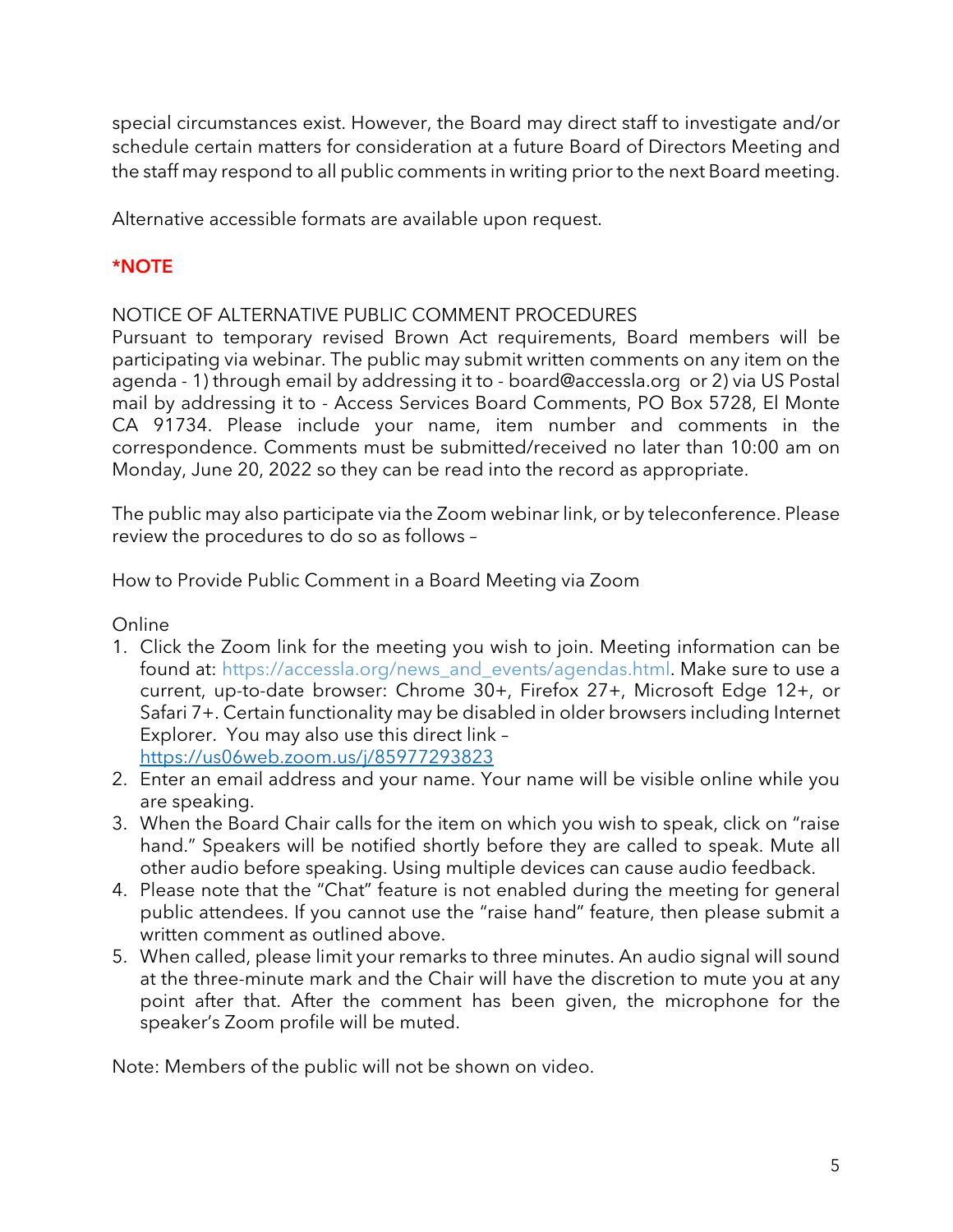special circumstances exist. However, the Board may direct staff to investigate and/or schedule certain matters for consideration at a future Board of Directors Meeting and the staff may respond to all public comments in writing prior to the next Board meeting.

Alternative accessible formats are available upon request.

**\*NOTE**

NOTICE OF ALTERNATIVE PUBLIC COMMENT PROCEDURES
Pursuant to temporary revised Brown Act requirements, Board members will be participating via webinar. The public may submit written comments on any item on the agenda - 1) through email by addressing it to - board@accessla.org or 2) via US Postal mail by addressing it to - Access Services Board Comments, PO Box 5728, El Monte CA 91734. Please include your name, item number and comments in the correspondence. Comments must be submitted/received no later than 10:00 am on Monday, June 20, 2022 so they can be read into the record as appropriate.

The public may also participate via the Zoom webinar link, or by teleconference. Please review the procedures to do so as follows –

How to Provide Public Comment in a Board Meeting via Zoom

Online

1. Click the Zoom link for the meeting you wish to join. Meeting information can be found at: https://accessla.org/news_and_events/agendas.html. Make sure to use a current, up-to-date browser: Chrome 30+, Firefox 27+, Microsoft Edge 12+, or Safari 7+. Certain functionality may be disabled in older browsers including Internet Explorer. You may also use this direct link – https://us06web.zoom.us/j/85977293823
2. Enter an email address and your name. Your name will be visible online while you are speaking.
3. When the Board Chair calls for the item on which you wish to speak, click on "raise hand." Speakers will be notified shortly before they are called to speak. Mute all other audio before speaking. Using multiple devices can cause audio feedback.
4. Please note that the "Chat" feature is not enabled during the meeting for general public attendees. If you cannot use the "raise hand" feature, then please submit a written comment as outlined above.
5. When called, please limit your remarks to three minutes. An audio signal will sound at the three-minute mark and the Chair will have the discretion to mute you at any point after that. After the comment has been given, the microphone for the speaker's Zoom profile will be muted.

Note: Members of the public will not be shown on video.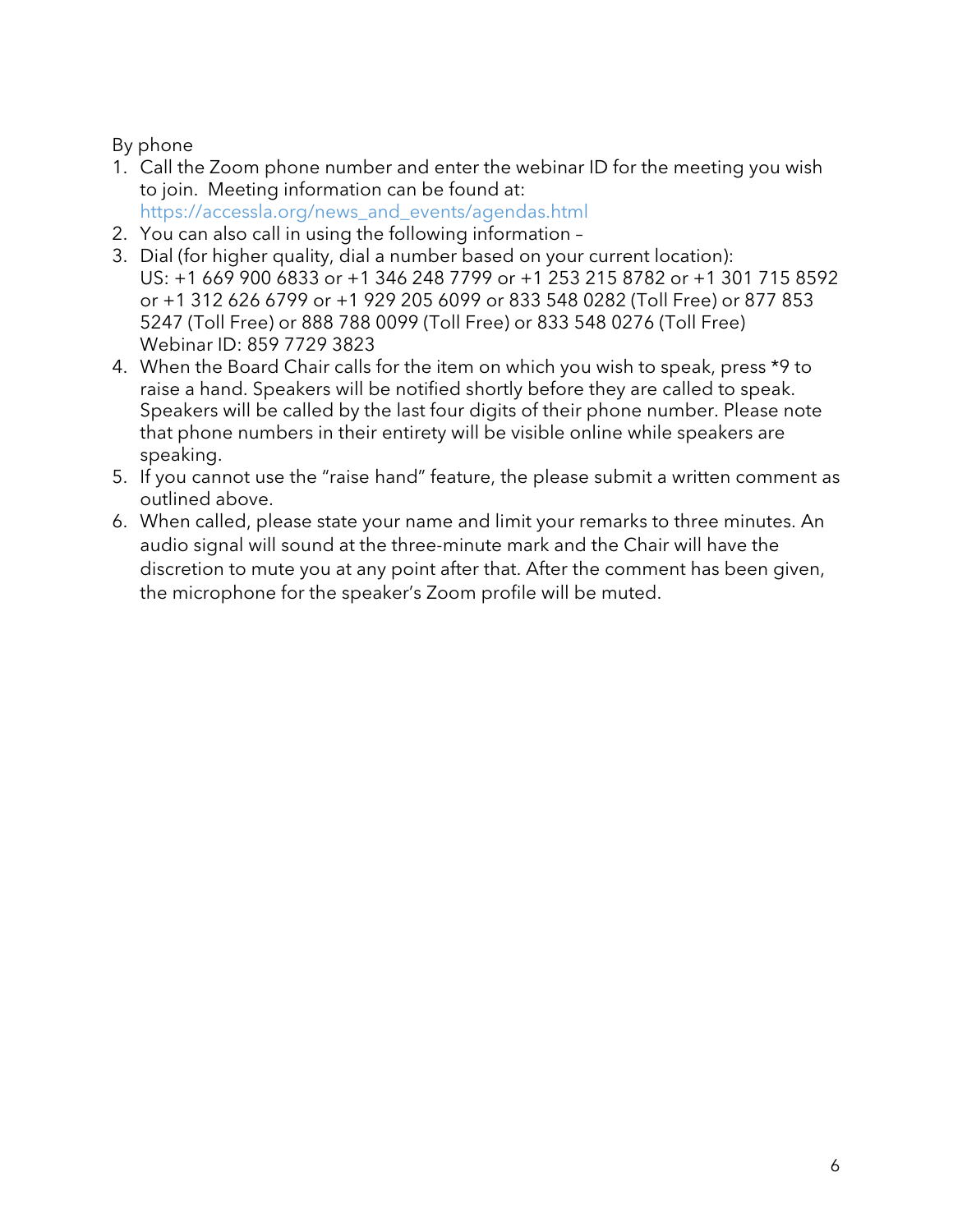By phone

1. Call the Zoom phone number and enter the webinar ID for the meeting you wish to join. Meeting information can be found at: https://accessla.org/news_and_events/agendas.html
2. You can also call in using the following information –
3. Dial (for higher quality, dial a number based on your current location):
   US: +1 669 900 6833 or +1 346 248 7799 or +1 253 215 8782 or +1 301 715 8592 or +1 312 626 6799 or +1 929 205 6099 or 833 548 0282 (Toll Free) or 877 853 5247 (Toll Free) or 888 788 0099 (Toll Free) or 833 548 0276 (Toll Free)
   Webinar ID: 859 7729 3823
4. When the Board Chair calls for the item on which you wish to speak, press *9 to raise a hand. Speakers will be notified shortly before they are called to speak. Speakers will be called by the last four digits of their phone number. Please note that phone numbers in their entirety will be visible online while speakers are speaking.
5. If you cannot use the "raise hand" feature, the please submit a written comment as outlined above.
6. When called, please state your name and limit your remarks to three minutes. An audio signal will sound at the three-minute mark and the Chair will have the discretion to mute you at any point after that. After the comment has been given, the microphone for the speaker's Zoom profile will be muted.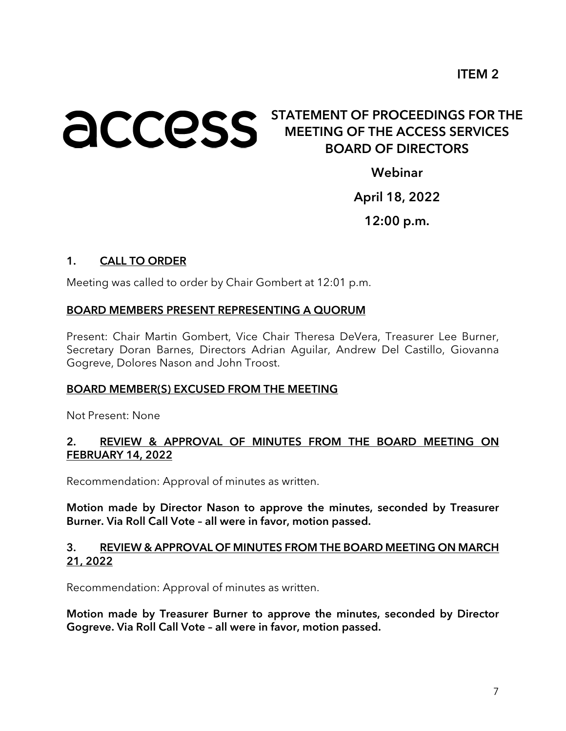**ITEM 2**

access

# STATEMENT OF PROCEEDINGS FOR THE MEETING OF THE ACCESS SERVICES BOARD OF DIRECTORS

**Webinar**

**April 18, 2022**

**12:00 p.m.**

## 1. CALL TO ORDER

Meeting was called to order by Chair Gombert at 12:01 p.m.

### BOARD MEMBERS PRESENT REPRESENTING A QUORUM

Present: Chair Martin Gombert, Vice Chair Theresa DeVera, Treasurer Lee Burner, Secretary Doran Barnes, Directors Adrian Aguilar, Andrew Del Castillo, Giovanna Gogreve, Dolores Nason and John Troost.

### BOARD MEMBER(S) EXCUSED FROM THE MEETING

Not Present: None

## 2. REVIEW & APPROVAL OF MINUTES FROM THE BOARD MEETING ON FEBRUARY 14, 2022

Recommendation: Approval of minutes as written.

**Motion made by Director Nason to approve the minutes, seconded by Treasurer Burner. Via Roll Call Vote – all were in favor, motion passed.**

## 3. REVIEW & APPROVAL OF MINUTES FROM THE BOARD MEETING ON MARCH 21, 2022

Recommendation: Approval of minutes as written.

**Motion made by Treasurer Burner to approve the minutes, seconded by Director Gogreve. Via Roll Call Vote – all were in favor, motion passed.**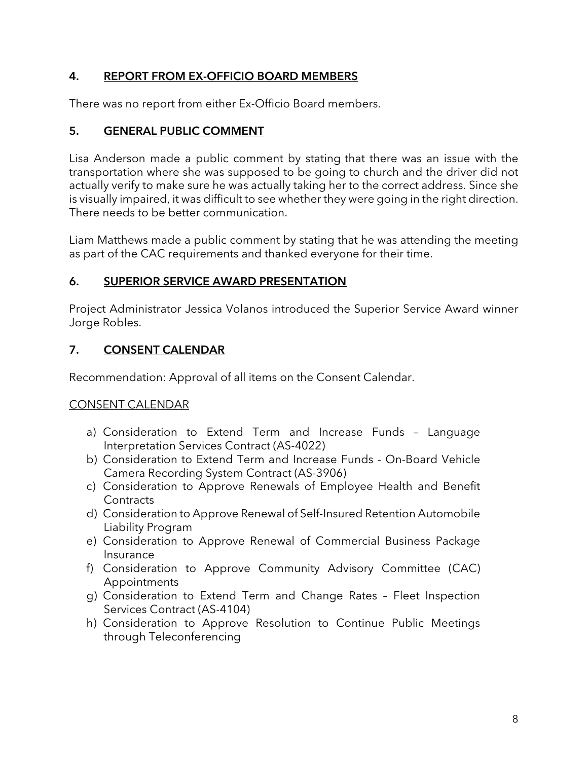## 4. REPORT FROM EX-OFFICIO BOARD MEMBERS

There was no report from either Ex-Officio Board members.

## 5. GENERAL PUBLIC COMMENT

Lisa Anderson made a public comment by stating that there was an issue with the transportation where she was supposed to be going to church and the driver did not actually verify to make sure he was actually taking her to the correct address. Since she is visually impaired, it was difficult to see whether they were going in the right direction. There needs to be better communication.

Liam Matthews made a public comment by stating that he was attending the meeting as part of the CAC requirements and thanked everyone for their time.

## 6. SUPERIOR SERVICE AWARD PRESENTATION

Project Administrator Jessica Volanos introduced the Superior Service Award winner Jorge Robles.

## 7. CONSENT CALENDAR

Recommendation: Approval of all items on the Consent Calendar.

CONSENT CALENDAR

a) Consideration to Extend Term and Increase Funds – Language Interpretation Services Contract (AS-4022)
b) Consideration to Extend Term and Increase Funds - On-Board Vehicle Camera Recording System Contract (AS-3906)
c) Consideration to Approve Renewals of Employee Health and Benefit Contracts
d) Consideration to Approve Renewal of Self-Insured Retention Automobile Liability Program
e) Consideration to Approve Renewal of Commercial Business Package Insurance
f) Consideration to Approve Community Advisory Committee (CAC) Appointments
g) Consideration to Extend Term and Change Rates – Fleet Inspection Services Contract (AS-4104)
h) Consideration to Approve Resolution to Continue Public Meetings through Teleconferencing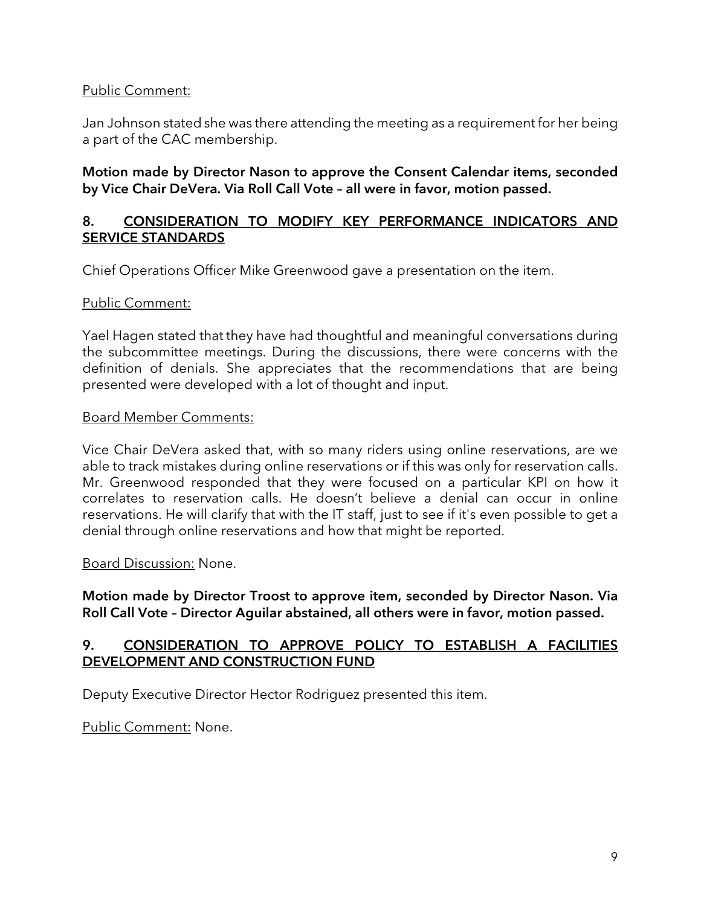Public Comment:

Jan Johnson stated she was there attending the meeting as a requirement for her being a part of the CAC membership.

**Motion made by Director Nason to approve the Consent Calendar items, seconded by Vice Chair DeVera. Via Roll Call Vote – all were in favor, motion passed.**

## 8. CONSIDERATION TO MODIFY KEY PERFORMANCE INDICATORS AND SERVICE STANDARDS

Chief Operations Officer Mike Greenwood gave a presentation on the item.

Public Comment:

Yael Hagen stated that they have had thoughtful and meaningful conversations during the subcommittee meetings. During the discussions, there were concerns with the definition of denials. She appreciates that the recommendations that are being presented were developed with a lot of thought and input.

Board Member Comments:

Vice Chair DeVera asked that, with so many riders using online reservations, are we able to track mistakes during online reservations or if this was only for reservation calls. Mr. Greenwood responded that they were focused on a particular KPI on how it correlates to reservation calls. He doesn't believe a denial can occur in online reservations. He will clarify that with the IT staff, just to see if it's even possible to get a denial through online reservations and how that might be reported.

Board Discussion: None.

**Motion made by Director Troost to approve item, seconded by Director Nason. Via Roll Call Vote – Director Aguilar abstained, all others were in favor, motion passed.**

## 9. CONSIDERATION TO APPROVE POLICY TO ESTABLISH A FACILITIES DEVELOPMENT AND CONSTRUCTION FUND

Deputy Executive Director Hector Rodriguez presented this item.

Public Comment: None.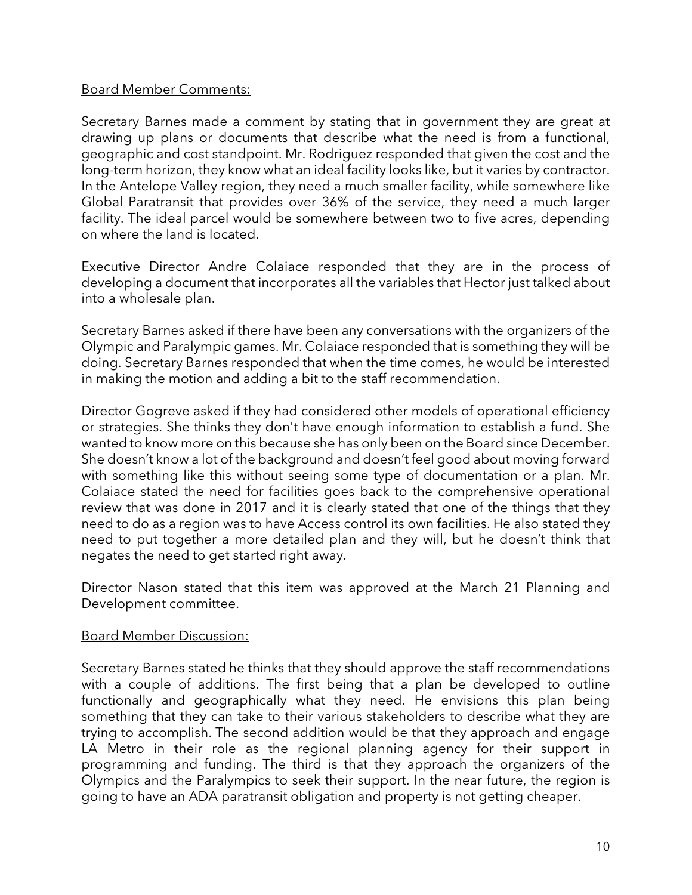Board Member Comments:

Secretary Barnes made a comment by stating that in government they are great at drawing up plans or documents that describe what the need is from a functional, geographic and cost standpoint. Mr. Rodriguez responded that given the cost and the long-term horizon, they know what an ideal facility looks like, but it varies by contractor. In the Antelope Valley region, they need a much smaller facility, while somewhere like Global Paratransit that provides over 36% of the service, they need a much larger facility. The ideal parcel would be somewhere between two to five acres, depending on where the land is located.

Executive Director Andre Colaiace responded that they are in the process of developing a document that incorporates all the variables that Hector just talked about into a wholesale plan.

Secretary Barnes asked if there have been any conversations with the organizers of the Olympic and Paralympic games. Mr. Colaiace responded that is something they will be doing. Secretary Barnes responded that when the time comes, he would be interested in making the motion and adding a bit to the staff recommendation.

Director Gogreve asked if they had considered other models of operational efficiency or strategies. She thinks they don't have enough information to establish a fund. She wanted to know more on this because she has only been on the Board since December. She doesn't know a lot of the background and doesn't feel good about moving forward with something like this without seeing some type of documentation or a plan. Mr. Colaiace stated the need for facilities goes back to the comprehensive operational review that was done in 2017 and it is clearly stated that one of the things that they need to do as a region was to have Access control its own facilities. He also stated they need to put together a more detailed plan and they will, but he doesn't think that negates the need to get started right away.

Director Nason stated that this item was approved at the March 21 Planning and Development committee.

Board Member Discussion:

Secretary Barnes stated he thinks that they should approve the staff recommendations with a couple of additions. The first being that a plan be developed to outline functionally and geographically what they need. He envisions this plan being something that they can take to their various stakeholders to describe what they are trying to accomplish. The second addition would be that they approach and engage LA Metro in their role as the regional planning agency for their support in programming and funding. The third is that they approach the organizers of the Olympics and the Paralympics to seek their support. In the near future, the region is going to have an ADA paratransit obligation and property is not getting cheaper.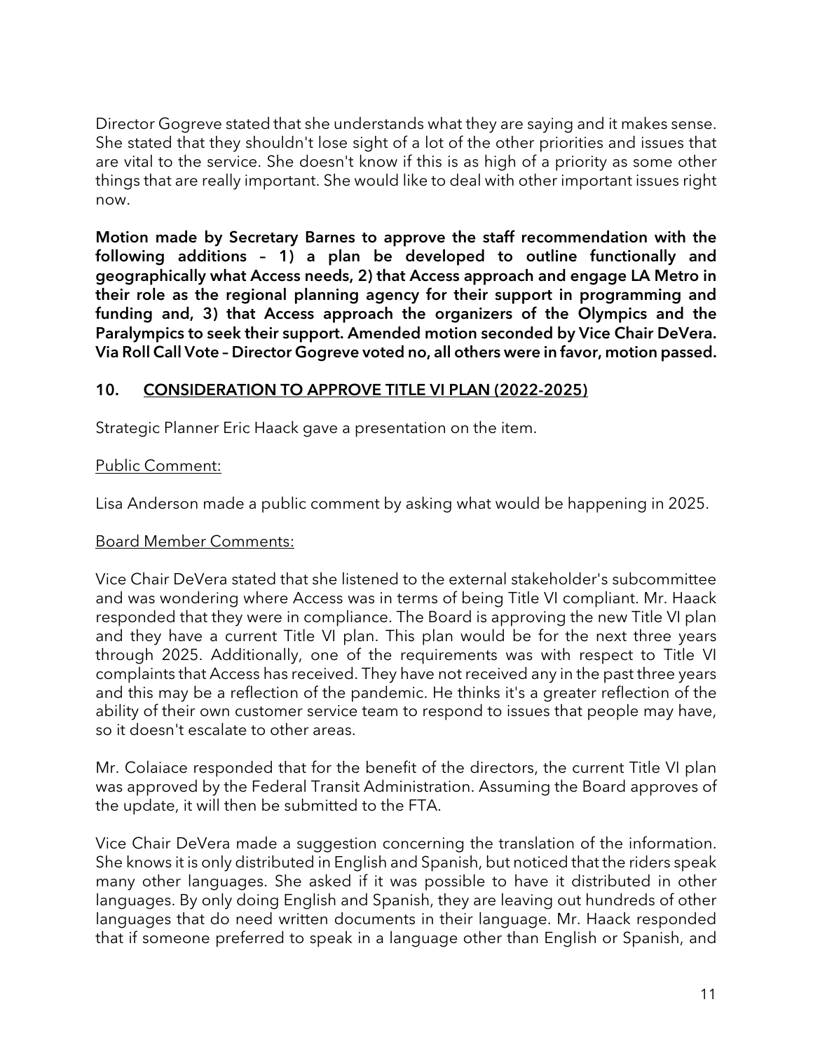Director Gogreve stated that she understands what they are saying and it makes sense. She stated that they shouldn't lose sight of a lot of the other priorities and issues that are vital to the service. She doesn't know if this is as high of a priority as some other things that are really important. She would like to deal with other important issues right now.

**Motion made by Secretary Barnes to approve the staff recommendation with the following additions – 1) a plan be developed to outline functionally and geographically what Access needs, 2) that Access approach and engage LA Metro in their role as the regional planning agency for their support in programming and funding and, 3) that Access approach the organizers of the Olympics and the Paralympics to seek their support. Amended motion seconded by Vice Chair DeVera. Via Roll Call Vote – Director Gogreve voted no, all others were in favor, motion passed.**

## 10. CONSIDERATION TO APPROVE TITLE VI PLAN (2022-2025)

Strategic Planner Eric Haack gave a presentation on the item.

Public Comment:

Lisa Anderson made a public comment by asking what would be happening in 2025.

Board Member Comments:

Vice Chair DeVera stated that she listened to the external stakeholder's subcommittee and was wondering where Access was in terms of being Title VI compliant. Mr. Haack responded that they were in compliance. The Board is approving the new Title VI plan and they have a current Title VI plan. This plan would be for the next three years through 2025. Additionally, one of the requirements was with respect to Title VI complaints that Access has received. They have not received any in the past three years and this may be a reflection of the pandemic. He thinks it's a greater reflection of the ability of their own customer service team to respond to issues that people may have, so it doesn't escalate to other areas.

Mr. Colaiace responded that for the benefit of the directors, the current Title VI plan was approved by the Federal Transit Administration. Assuming the Board approves of the update, it will then be submitted to the FTA.

Vice Chair DeVera made a suggestion concerning the translation of the information. She knows it is only distributed in English and Spanish, but noticed that the riders speak many other languages. She asked if it was possible to have it distributed in other languages. By only doing English and Spanish, they are leaving out hundreds of other languages that do need written documents in their language. Mr. Haack responded that if someone preferred to speak in a language other than English or Spanish, and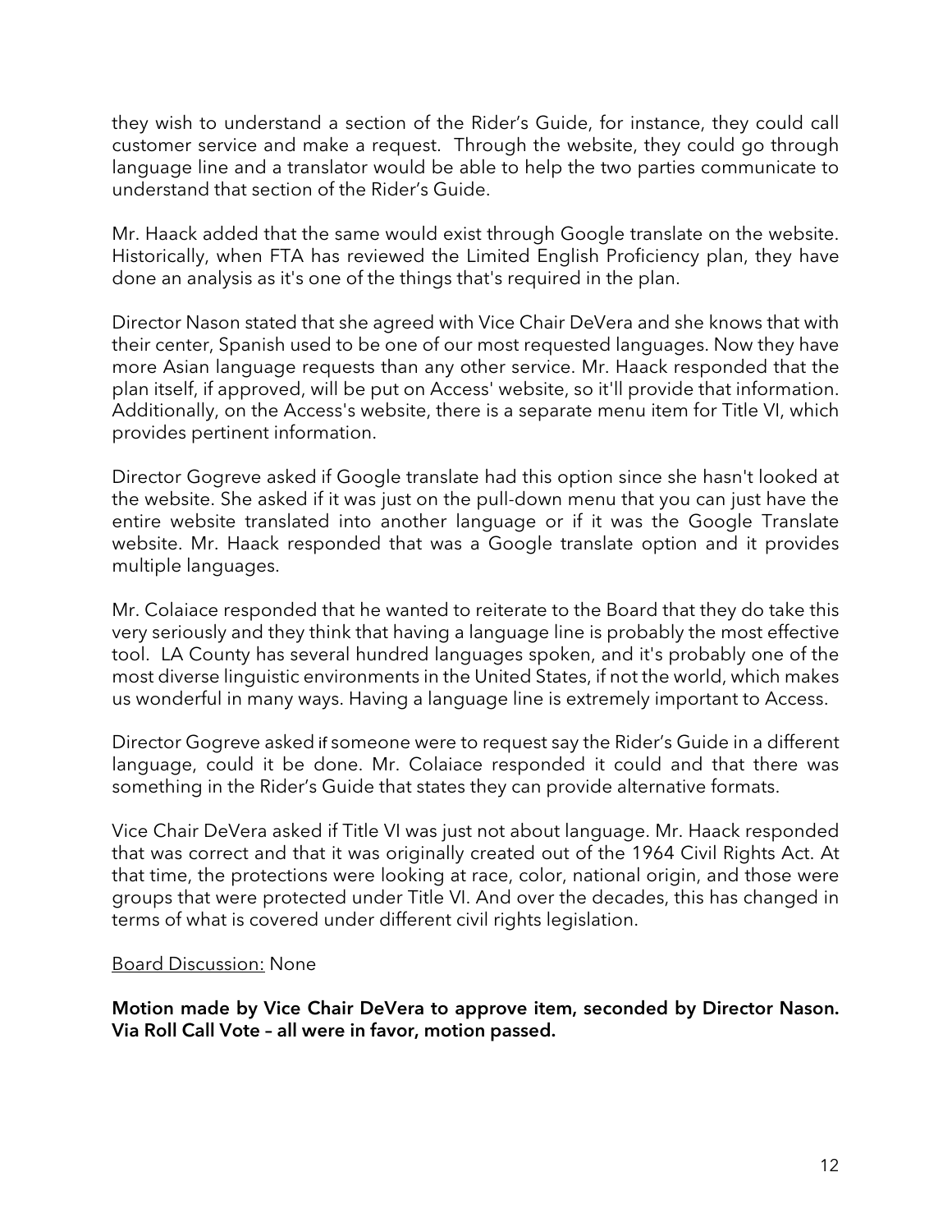they wish to understand a section of the Rider's Guide, for instance, they could call customer service and make a request. Through the website, they could go through language line and a translator would be able to help the two parties communicate to understand that section of the Rider's Guide.

Mr. Haack added that the same would exist through Google translate on the website. Historically, when FTA has reviewed the Limited English Proficiency plan, they have done an analysis as it's one of the things that's required in the plan.

Director Nason stated that she agreed with Vice Chair DeVera and she knows that with their center, Spanish used to be one of our most requested languages. Now they have more Asian language requests than any other service. Mr. Haack responded that the plan itself, if approved, will be put on Access' website, so it'll provide that information. Additionally, on the Access's website, there is a separate menu item for Title VI, which provides pertinent information.

Director Gogreve asked if Google translate had this option since she hasn't looked at the website. She asked if it was just on the pull-down menu that you can just have the entire website translated into another language or if it was the Google Translate website. Mr. Haack responded that was a Google translate option and it provides multiple languages.

Mr. Colaiace responded that he wanted to reiterate to the Board that they do take this very seriously and they think that having a language line is probably the most effective tool. LA County has several hundred languages spoken, and it's probably one of the most diverse linguistic environments in the United States, if not the world, which makes us wonderful in many ways. Having a language line is extremely important to Access.

Director Gogreve asked if someone were to request say the Rider's Guide in a different language, could it be done. Mr. Colaiace responded it could and that there was something in the Rider's Guide that states they can provide alternative formats.

Vice Chair DeVera asked if Title VI was just not about language. Mr. Haack responded that was correct and that it was originally created out of the 1964 Civil Rights Act. At that time, the protections were looking at race, color, national origin, and those were groups that were protected under Title VI. And over the decades, this has changed in terms of what is covered under different civil rights legislation.

<u>Board Discussion:</u> None

**Motion made by Vice Chair DeVera to approve item, seconded by Director Nason. Via Roll Call Vote – all were in favor, motion passed.**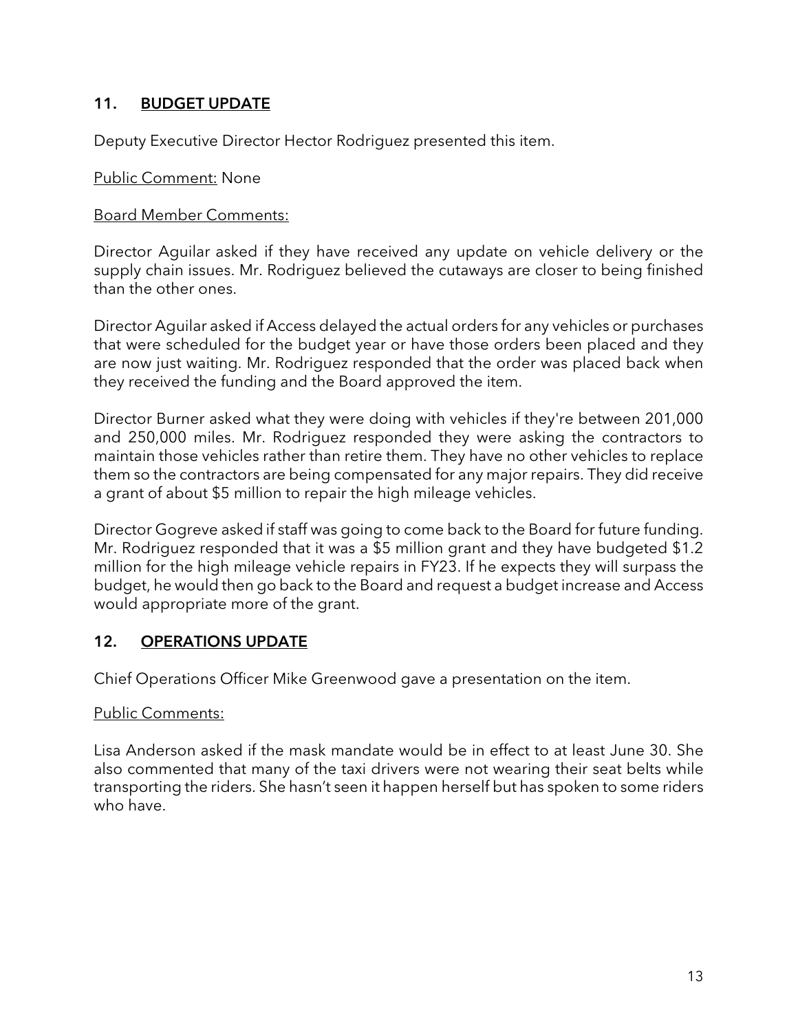## 11. BUDGET UPDATE

Deputy Executive Director Hector Rodriguez presented this item.

Public Comment: None

Board Member Comments:

Director Aguilar asked if they have received any update on vehicle delivery or the supply chain issues. Mr. Rodriguez believed the cutaways are closer to being finished than the other ones.

Director Aguilar asked if Access delayed the actual orders for any vehicles or purchases that were scheduled for the budget year or have those orders been placed and they are now just waiting. Mr. Rodriguez responded that the order was placed back when they received the funding and the Board approved the item.

Director Burner asked what they were doing with vehicles if they're between 201,000 and 250,000 miles. Mr. Rodriguez responded they were asking the contractors to maintain those vehicles rather than retire them. They have no other vehicles to replace them so the contractors are being compensated for any major repairs. They did receive a grant of about $5 million to repair the high mileage vehicles.

Director Gogreve asked if staff was going to come back to the Board for future funding. Mr. Rodriguez responded that it was a $5 million grant and they have budgeted $1.2 million for the high mileage vehicle repairs in FY23. If he expects they will surpass the budget, he would then go back to the Board and request a budget increase and Access would appropriate more of the grant.

## 12. OPERATIONS UPDATE

Chief Operations Officer Mike Greenwood gave a presentation on the item.

Public Comments:

Lisa Anderson asked if the mask mandate would be in effect to at least June 30. She also commented that many of the taxi drivers were not wearing their seat belts while transporting the riders. She hasn't seen it happen herself but has spoken to some riders who have.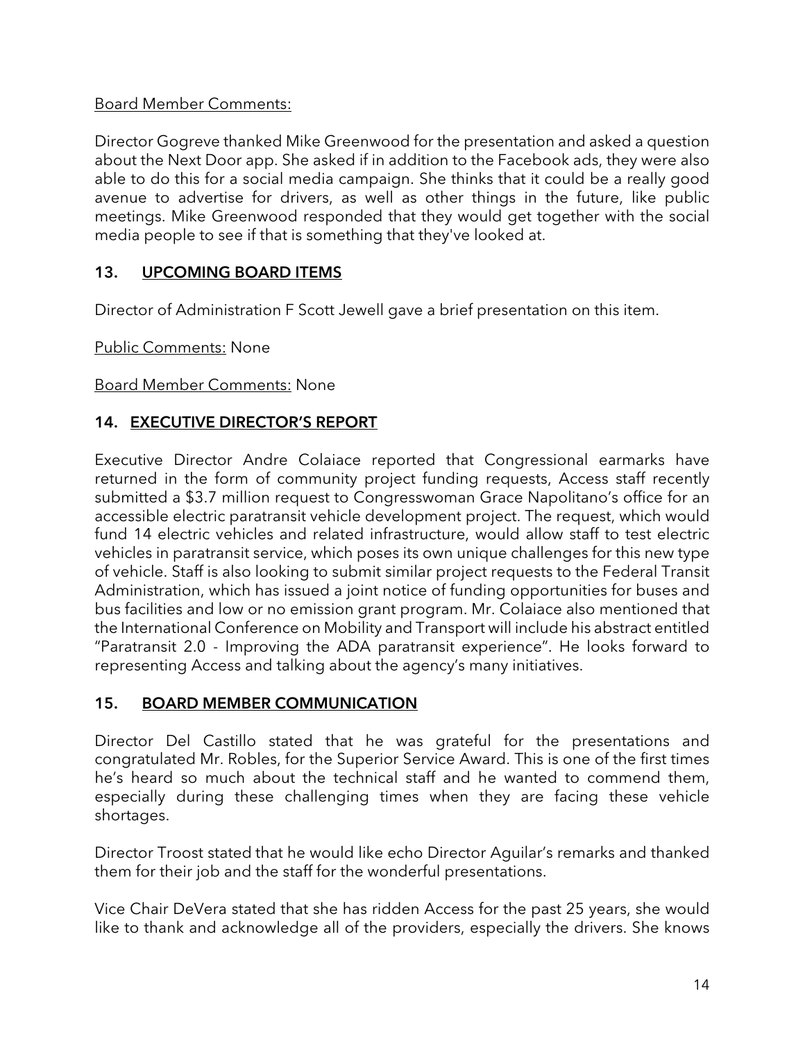Board Member Comments:

Director Gogreve thanked Mike Greenwood for the presentation and asked a question about the Next Door app. She asked if in addition to the Facebook ads, they were also able to do this for a social media campaign. She thinks that it could be a really good avenue to advertise for drivers, as well as other things in the future, like public meetings. Mike Greenwood responded that they would get together with the social media people to see if that is something that they've looked at.

## 13. UPCOMING BOARD ITEMS

Director of Administration F Scott Jewell gave a brief presentation on this item.

Public Comments: None

Board Member Comments: None

## 14. EXECUTIVE DIRECTOR'S REPORT

Executive Director Andre Colaiace reported that Congressional earmarks have returned in the form of community project funding requests, Access staff recently submitted a $3.7 million request to Congresswoman Grace Napolitano's office for an accessible electric paratransit vehicle development project. The request, which would fund 14 electric vehicles and related infrastructure, would allow staff to test electric vehicles in paratransit service, which poses its own unique challenges for this new type of vehicle. Staff is also looking to submit similar project requests to the Federal Transit Administration, which has issued a joint notice of funding opportunities for buses and bus facilities and low or no emission grant program. Mr. Colaiace also mentioned that the International Conference on Mobility and Transport will include his abstract entitled "Paratransit 2.0 - Improving the ADA paratransit experience". He looks forward to representing Access and talking about the agency's many initiatives.

## 15. BOARD MEMBER COMMUNICATION

Director Del Castillo stated that he was grateful for the presentations and congratulated Mr. Robles, for the Superior Service Award. This is one of the first times he's heard so much about the technical staff and he wanted to commend them, especially during these challenging times when they are facing these vehicle shortages.

Director Troost stated that he would like echo Director Aguilar's remarks and thanked them for their job and the staff for the wonderful presentations.

Vice Chair DeVera stated that she has ridden Access for the past 25 years, she would like to thank and acknowledge all of the providers, especially the drivers. She knows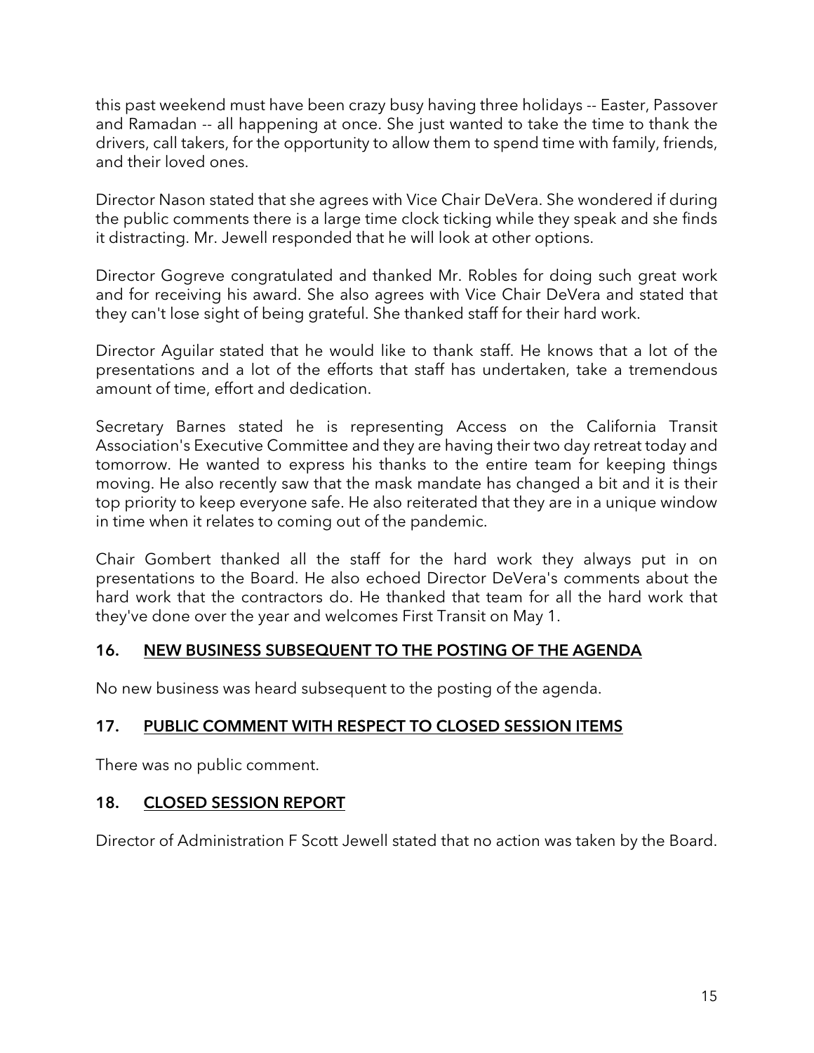this past weekend must have been crazy busy having three holidays -- Easter, Passover and Ramadan -- all happening at once. She just wanted to take the time to thank the drivers, call takers, for the opportunity to allow them to spend time with family, friends, and their loved ones.

Director Nason stated that she agrees with Vice Chair DeVera. She wondered if during the public comments there is a large time clock ticking while they speak and she finds it distracting. Mr. Jewell responded that he will look at other options.

Director Gogreve congratulated and thanked Mr. Robles for doing such great work and for receiving his award. She also agrees with Vice Chair DeVera and stated that they can't lose sight of being grateful. She thanked staff for their hard work.

Director Aguilar stated that he would like to thank staff. He knows that a lot of the presentations and a lot of the efforts that staff has undertaken, take a tremendous amount of time, effort and dedication.

Secretary Barnes stated he is representing Access on the California Transit Association's Executive Committee and they are having their two day retreat today and tomorrow. He wanted to express his thanks to the entire team for keeping things moving. He also recently saw that the mask mandate has changed a bit and it is their top priority to keep everyone safe. He also reiterated that they are in a unique window in time when it relates to coming out of the pandemic.

Chair Gombert thanked all the staff for the hard work they always put in on presentations to the Board. He also echoed Director DeVera's comments about the hard work that the contractors do. He thanked that team for all the hard work that they've done over the year and welcomes First Transit on May 1.

## 16. NEW BUSINESS SUBSEQUENT TO THE POSTING OF THE AGENDA

No new business was heard subsequent to the posting of the agenda.

## 17. PUBLIC COMMENT WITH RESPECT TO CLOSED SESSION ITEMS

There was no public comment.

## 18. CLOSED SESSION REPORT

Director of Administration F Scott Jewell stated that no action was taken by the Board.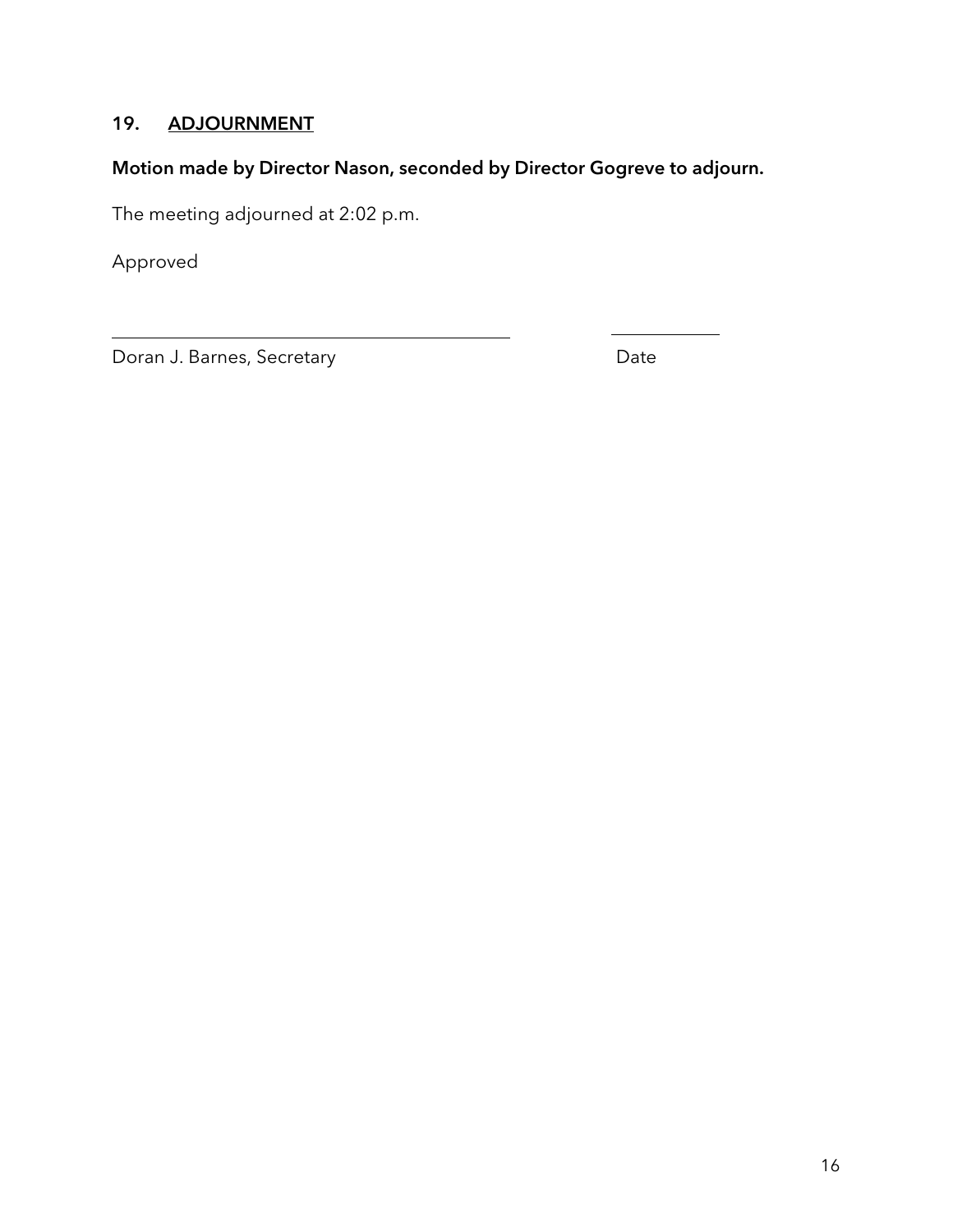## 19. ADJOURNMENT

**Motion made by Director Nason, seconded by Director Gogreve to adjourn.**

The meeting adjourned at 2:02 p.m.

Approved

\_\_\_\_\_\_\_\_\_\_\_\_\_\_\_\_\_\_\_\_\_\_\_\_\_\_\_\_\_\_\_\_\_\_\_\_\_\_\_\_ \_\_\_\_\_\_\_\_\_\_\_\_

Doran J. Barnes, Secretary Date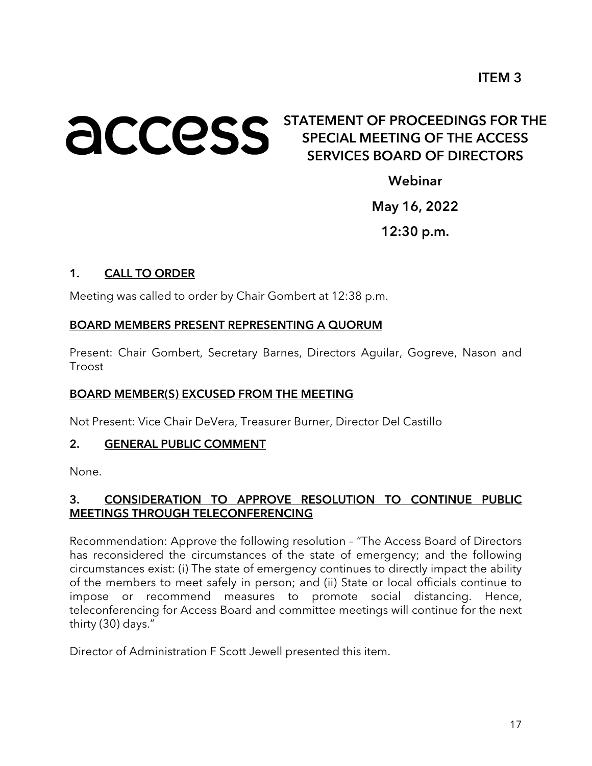**ITEM 3**

access

# STATEMENT OF PROCEEDINGS FOR THE SPECIAL MEETING OF THE ACCESS SERVICES BOARD OF DIRECTORS

**Webinar**

**May 16, 2022**

**12:30 p.m.**

## 1. CALL TO ORDER

Meeting was called to order by Chair Gombert at 12:38 p.m.

### BOARD MEMBERS PRESENT REPRESENTING A QUORUM

Present: Chair Gombert, Secretary Barnes, Directors Aguilar, Gogreve, Nason and Troost

### BOARD MEMBER(S) EXCUSED FROM THE MEETING

Not Present: Vice Chair DeVera, Treasurer Burner, Director Del Castillo

## 2. GENERAL PUBLIC COMMENT

None.

## 3. CONSIDERATION TO APPROVE RESOLUTION TO CONTINUE PUBLIC MEETINGS THROUGH TELECONFERENCING

Recommendation: Approve the following resolution – "The Access Board of Directors has reconsidered the circumstances of the state of emergency; and the following circumstances exist: (i) The state of emergency continues to directly impact the ability of the members to meet safely in person; and (ii) State or local officials continue to impose or recommend measures to promote social distancing. Hence, teleconferencing for Access Board and committee meetings will continue for the next thirty (30) days."

Director of Administration F Scott Jewell presented this item.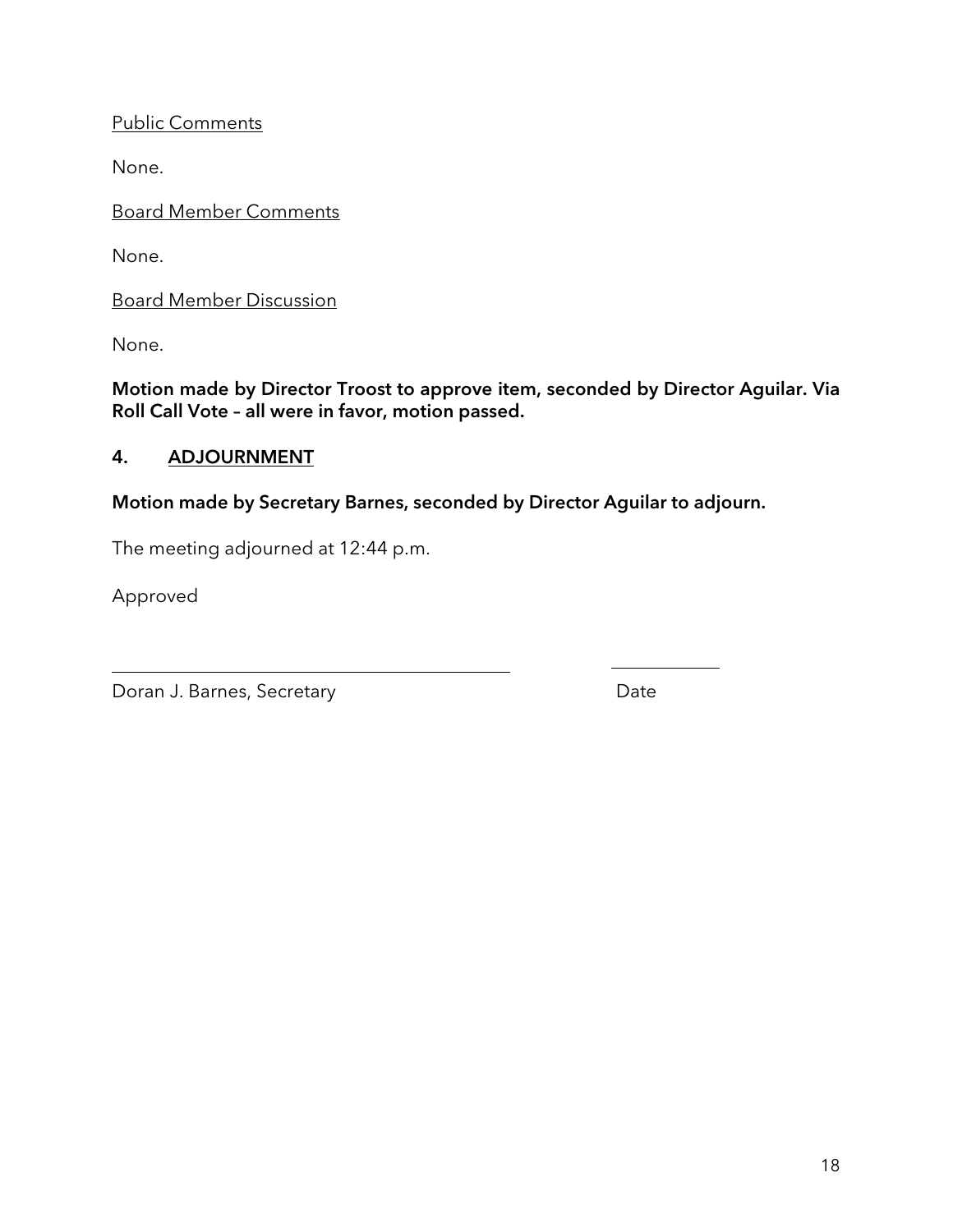Public Comments

None.

Board Member Comments

None.

Board Member Discussion

None.

**Motion made by Director Troost to approve item, seconded by Director Aguilar. Via Roll Call Vote – all were in favor, motion passed.**

## 4. ADJOURNMENT

**Motion made by Secretary Barnes, seconded by Director Aguilar to adjourn.**

The meeting adjourned at 12:44 p.m.

Approved

_______________________________________ ____________

Doran J. Barnes, Secretary Date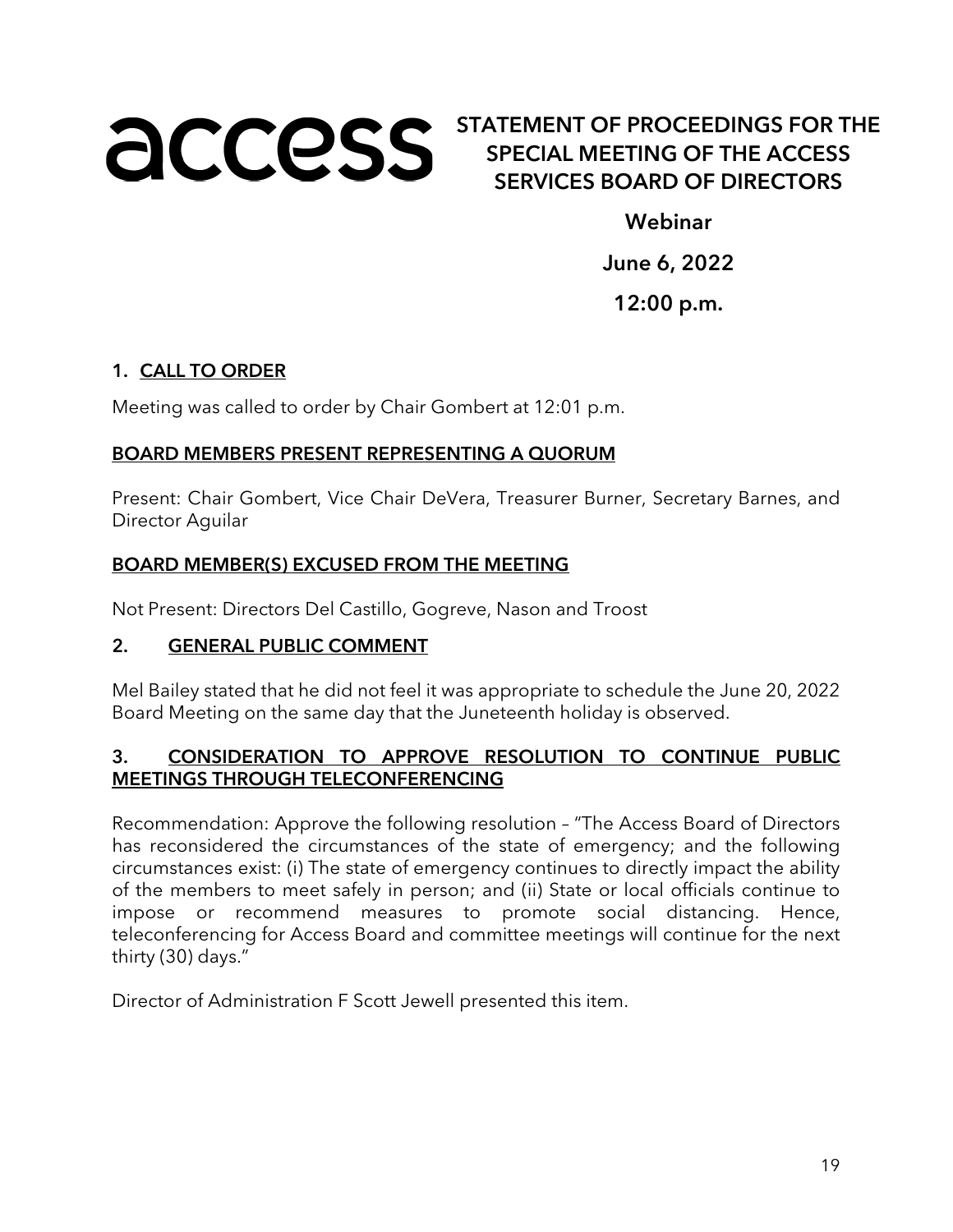access

# STATEMENT OF PROCEEDINGS FOR THE SPECIAL MEETING OF THE ACCESS SERVICES BOARD OF DIRECTORS

**Webinar**

**June 6, 2022**

**12:00 p.m.**

## 1. CALL TO ORDER

Meeting was called to order by Chair Gombert at 12:01 p.m.

### BOARD MEMBERS PRESENT REPRESENTING A QUORUM

Present: Chair Gombert, Vice Chair DeVera, Treasurer Burner, Secretary Barnes, and Director Aguilar

### BOARD MEMBER(S) EXCUSED FROM THE MEETING

Not Present: Directors Del Castillo, Gogreve, Nason and Troost

## 2. GENERAL PUBLIC COMMENT

Mel Bailey stated that he did not feel it was appropriate to schedule the June 20, 2022 Board Meeting on the same day that the Juneteenth holiday is observed.

## 3. CONSIDERATION TO APPROVE RESOLUTION TO CONTINUE PUBLIC MEETINGS THROUGH TELECONFERENCING

Recommendation: Approve the following resolution – "The Access Board of Directors has reconsidered the circumstances of the state of emergency; and the following circumstances exist: (i) The state of emergency continues to directly impact the ability of the members to meet safely in person; and (ii) State or local officials continue to impose or recommend measures to promote social distancing. Hence, teleconferencing for Access Board and committee meetings will continue for the next thirty (30) days."

Director of Administration F Scott Jewell presented this item.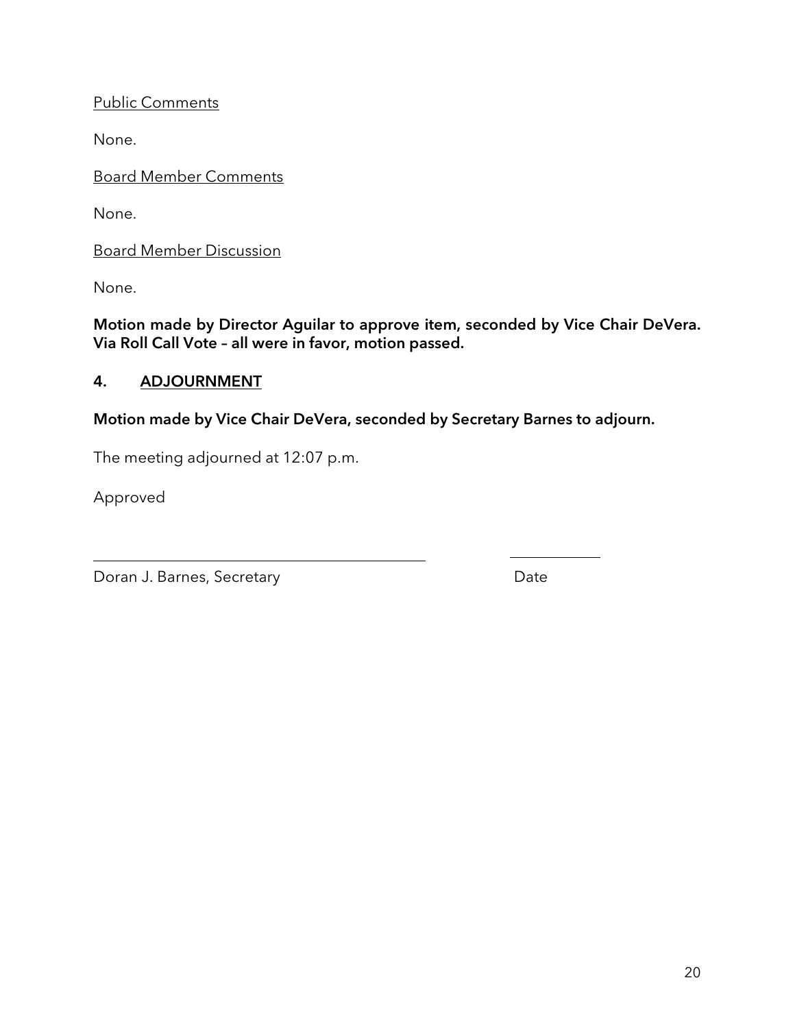Public Comments

None.

Board Member Comments

None.

Board Member Discussion

None.

**Motion made by Director Aguilar to approve item, seconded by Vice Chair DeVera. Via Roll Call Vote – all were in favor, motion passed.**

## 4. ADJOURNMENT

**Motion made by Vice Chair DeVera, seconded by Secretary Barnes to adjourn.**

The meeting adjourned at 12:07 p.m.

Approved

_______________________________________ ____________

Doran J. Barnes, Secretary Date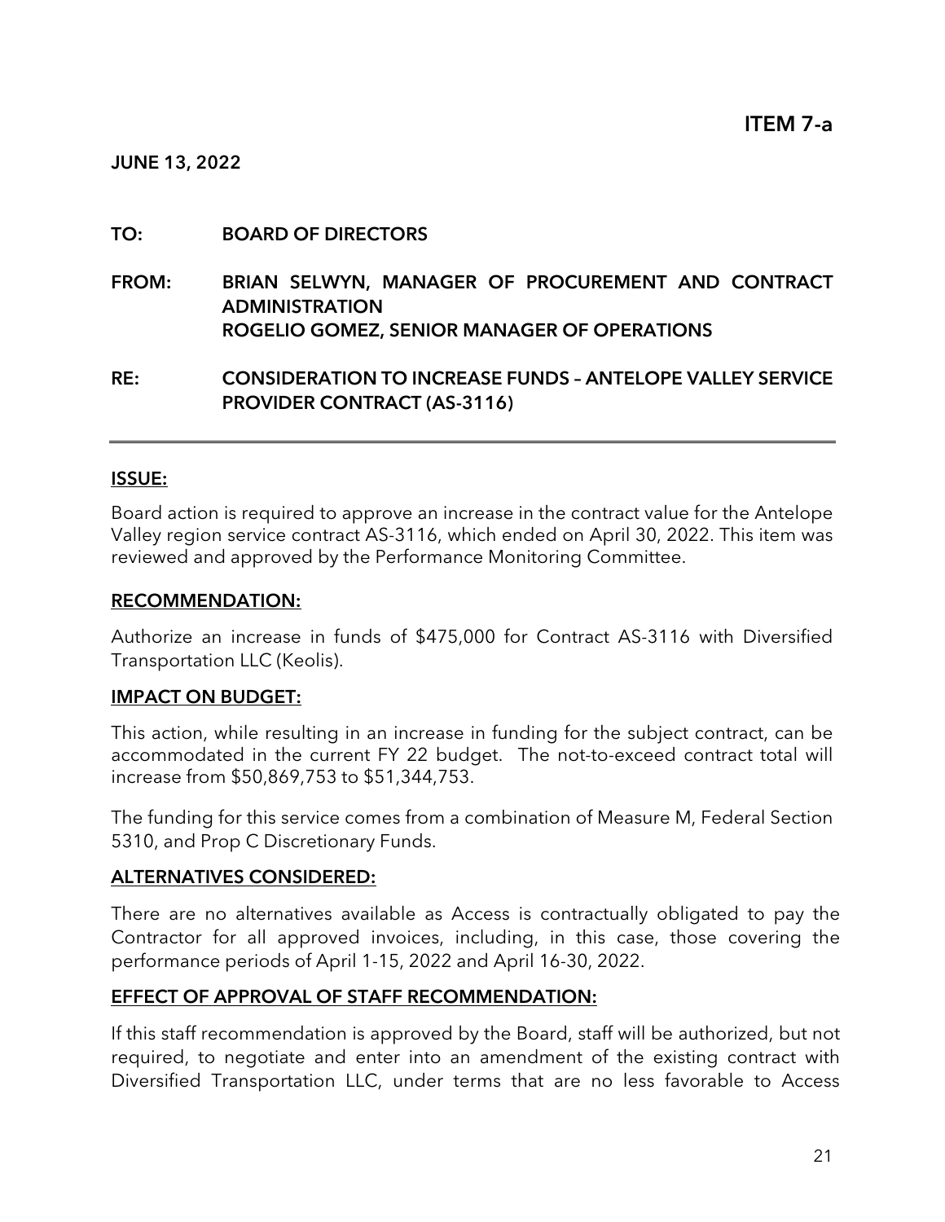**ITEM 7-a**

**JUNE 13, 2022**

**TO:** BOARD OF DIRECTORS

**FROM:** BRIAN SELWYN, MANAGER OF PROCUREMENT AND CONTRACT ADMINISTRATION
ROGELIO GOMEZ, SENIOR MANAGER OF OPERATIONS

**RE:** CONSIDERATION TO INCREASE FUNDS – ANTELOPE VALLEY SERVICE PROVIDER CONTRACT (AS-3116)

---

## ISSUE:

Board action is required to approve an increase in the contract value for the Antelope Valley region service contract AS-3116, which ended on April 30, 2022. This item was reviewed and approved by the Performance Monitoring Committee.

## RECOMMENDATION:

Authorize an increase in funds of $475,000 for Contract AS-3116 with Diversified Transportation LLC (Keolis).

## IMPACT ON BUDGET:

This action, while resulting in an increase in funding for the subject contract, can be accommodated in the current FY 22 budget. The not-to-exceed contract total will increase from $50,869,753 to $51,344,753.

The funding for this service comes from a combination of Measure M, Federal Section 5310, and Prop C Discretionary Funds.

## ALTERNATIVES CONSIDERED:

There are no alternatives available as Access is contractually obligated to pay the Contractor for all approved invoices, including, in this case, those covering the performance periods of April 1-15, 2022 and April 16-30, 2022.

## EFFECT OF APPROVAL OF STAFF RECOMMENDATION:

If this staff recommendation is approved by the Board, staff will be authorized, but not required, to negotiate and enter into an amendment of the existing contract with Diversified Transportation LLC, under terms that are no less favorable to Access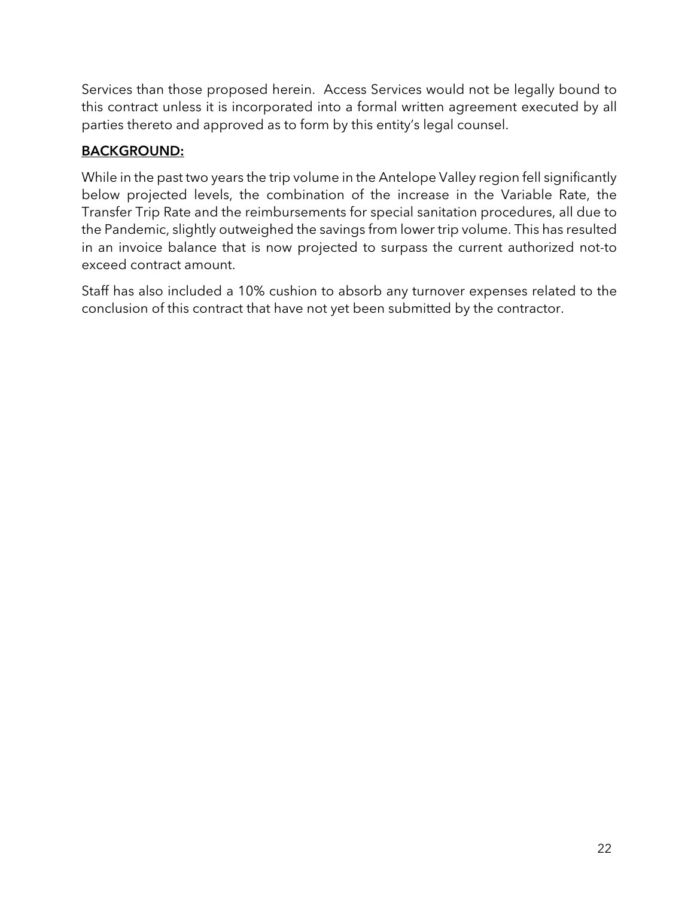Services than those proposed herein. Access Services would not be legally bound to this contract unless it is incorporated into a formal written agreement executed by all parties thereto and approved as to form by this entity's legal counsel.

**BACKGROUND:**

While in the past two years the trip volume in the Antelope Valley region fell significantly below projected levels, the combination of the increase in the Variable Rate, the Transfer Trip Rate and the reimbursements for special sanitation procedures, all due to the Pandemic, slightly outweighed the savings from lower trip volume. This has resulted in an invoice balance that is now projected to surpass the current authorized not-to exceed contract amount.

Staff has also included a 10% cushion to absorb any turnover expenses related to the conclusion of this contract that have not yet been submitted by the contractor.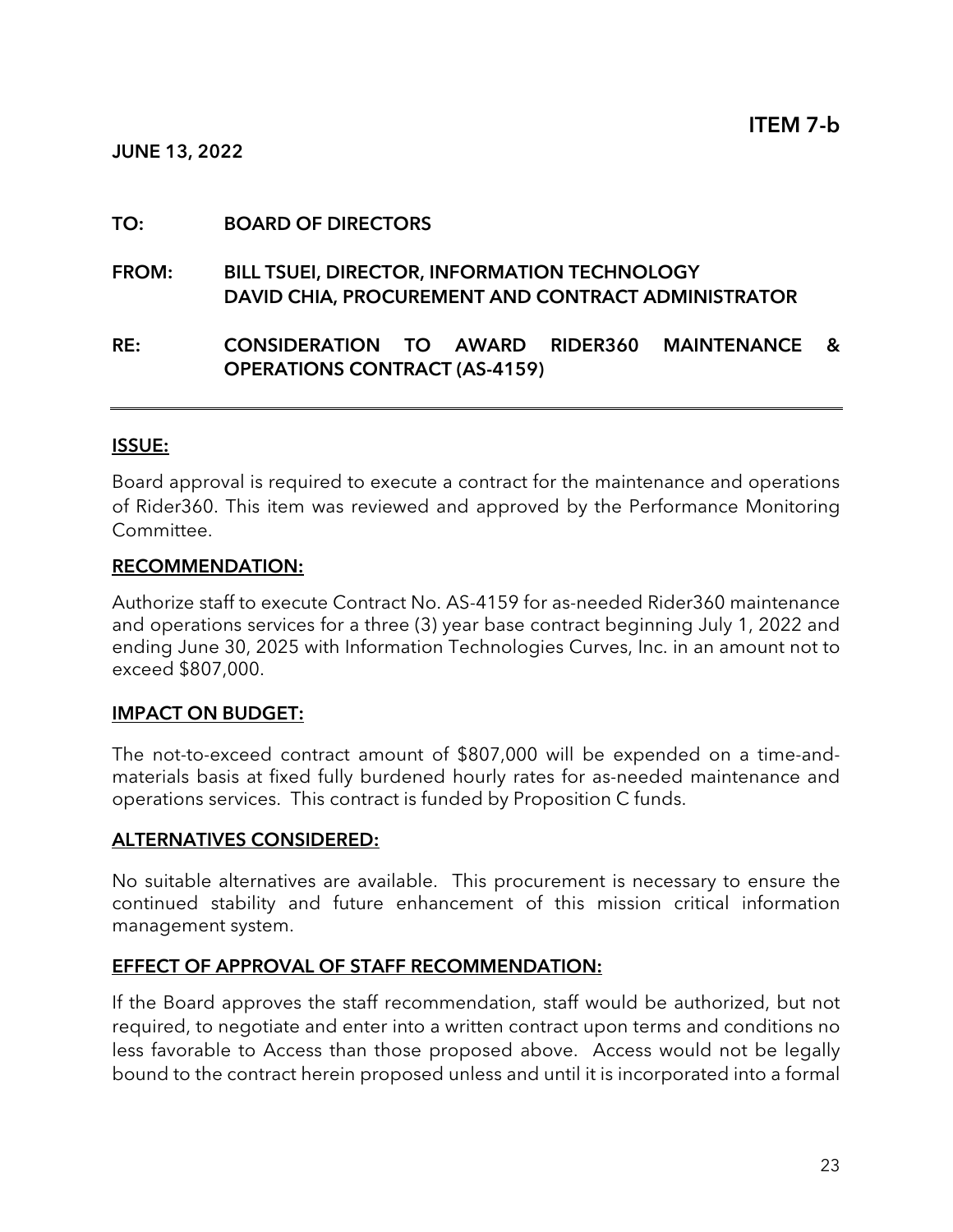**ITEM 7-b**

**JUNE 13, 2022**

**TO:** BOARD OF DIRECTORS

**FROM:** BILL TSUEI, DIRECTOR, INFORMATION TECHNOLOGY
DAVID CHIA, PROCUREMENT AND CONTRACT ADMINISTRATOR

**RE:** CONSIDERATION TO AWARD RIDER360 MAINTENANCE & OPERATIONS CONTRACT (AS-4159)

---

## ISSUE:

Board approval is required to execute a contract for the maintenance and operations of Rider360. This item was reviewed and approved by the Performance Monitoring Committee.

## RECOMMENDATION:

Authorize staff to execute Contract No. AS-4159 for as-needed Rider360 maintenance and operations services for a three (3) year base contract beginning July 1, 2022 and ending June 30, 2025 with Information Technologies Curves, Inc. in an amount not to exceed $807,000.

## IMPACT ON BUDGET:

The not-to-exceed contract amount of $807,000 will be expended on a time-and-materials basis at fixed fully burdened hourly rates for as-needed maintenance and operations services. This contract is funded by Proposition C funds.

## ALTERNATIVES CONSIDERED:

No suitable alternatives are available. This procurement is necessary to ensure the continued stability and future enhancement of this mission critical information management system.

## EFFECT OF APPROVAL OF STAFF RECOMMENDATION:

If the Board approves the staff recommendation, staff would be authorized, but not required, to negotiate and enter into a written contract upon terms and conditions no less favorable to Access than those proposed above. Access would not be legally bound to the contract herein proposed unless and until it is incorporated into a formal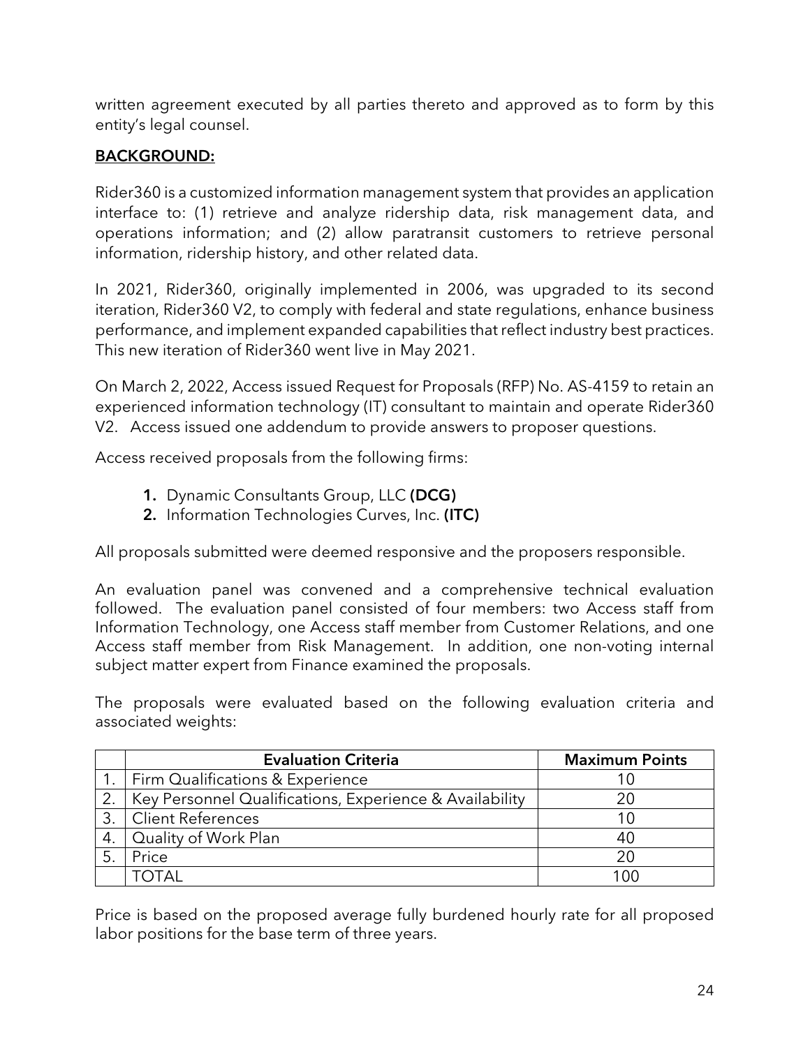written agreement executed by all parties thereto and approved as to form by this entity's legal counsel.

**BACKGROUND:**

Rider360 is a customized information management system that provides an application interface to: (1) retrieve and analyze ridership data, risk management data, and operations information; and (2) allow paratransit customers to retrieve personal information, ridership history, and other related data.

In 2021, Rider360, originally implemented in 2006, was upgraded to its second iteration, Rider360 V2, to comply with federal and state regulations, enhance business performance, and implement expanded capabilities that reflect industry best practices. This new iteration of Rider360 went live in May 2021.

On March 2, 2022, Access issued Request for Proposals (RFP) No. AS-4159 to retain an experienced information technology (IT) consultant to maintain and operate Rider360 V2. Access issued one addendum to provide answers to proposer questions.

Access received proposals from the following firms:

1. Dynamic Consultants Group, LLC **(DCG)**
2. Information Technologies Curves, Inc. **(ITC)**

All proposals submitted were deemed responsive and the proposers responsible.

An evaluation panel was convened and a comprehensive technical evaluation followed. The evaluation panel consisted of four members: two Access staff from Information Technology, one Access staff member from Customer Relations, and one Access staff member from Risk Management. In addition, one non-voting internal subject matter expert from Finance examined the proposals.

The proposals were evaluated based on the following evaluation criteria and associated weights:

| | Evaluation Criteria | Maximum Points |
|---|---|---|
| 1. | Firm Qualifications & Experience | 10 |
| 2. | Key Personnel Qualifications, Experience & Availability | 20 |
| 3. | Client References | 10 |
| 4. | Quality of Work Plan | 40 |
| 5. | Price | 20 |
| | TOTAL | 100 |

Price is based on the proposed average fully burdened hourly rate for all proposed labor positions for the base term of three years.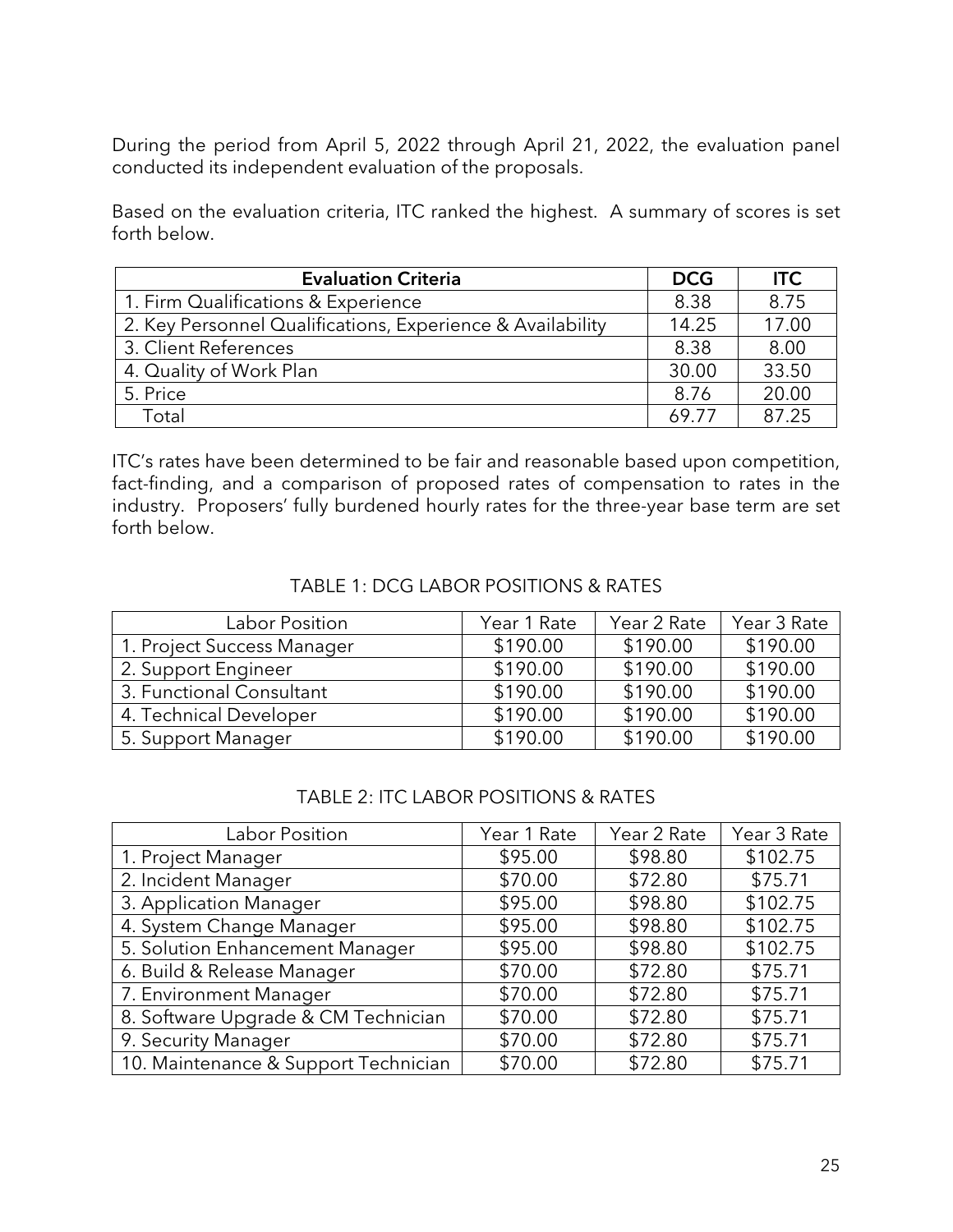During the period from April 5, 2022 through April 21, 2022, the evaluation panel conducted its independent evaluation of the proposals.

Based on the evaluation criteria, ITC ranked the highest. A summary of scores is set forth below.

| Evaluation Criteria | DCG | ITC |
|---|---|---|
| 1. Firm Qualifications & Experience | 8.38 | 8.75 |
| 2. Key Personnel Qualifications, Experience & Availability | 14.25 | 17.00 |
| 3. Client References | 8.38 | 8.00 |
| 4. Quality of Work Plan | 30.00 | 33.50 |
| 5. Price | 8.76 | 20.00 |
| Total | 69.77 | 87.25 |

ITC's rates have been determined to be fair and reasonable based upon competition, fact-finding, and a comparison of proposed rates of compensation to rates in the industry. Proposers' fully burdened hourly rates for the three-year base term are set forth below.

TABLE 1: DCG LABOR POSITIONS & RATES

| Labor Position | Year 1 Rate | Year 2 Rate | Year 3 Rate |
|---|---|---|---|
| 1. Project Success Manager | $190.00 | $190.00 | $190.00 |
| 2. Support Engineer | $190.00 | $190.00 | $190.00 |
| 3. Functional Consultant | $190.00 | $190.00 | $190.00 |
| 4. Technical Developer | $190.00 | $190.00 | $190.00 |
| 5. Support Manager | $190.00 | $190.00 | $190.00 |

TABLE 2: ITC LABOR POSITIONS & RATES

| Labor Position | Year 1 Rate | Year 2 Rate | Year 3 Rate |
|---|---|---|---|
| 1. Project Manager | $95.00 | $98.80 | $102.75 |
| 2. Incident Manager | $70.00 | $72.80 | $75.71 |
| 3. Application Manager | $95.00 | $98.80 | $102.75 |
| 4. System Change Manager | $95.00 | $98.80 | $102.75 |
| 5. Solution Enhancement Manager | $95.00 | $98.80 | $102.75 |
| 6. Build & Release Manager | $70.00 | $72.80 | $75.71 |
| 7. Environment Manager | $70.00 | $72.80 | $75.71 |
| 8. Software Upgrade & CM Technician | $70.00 | $72.80 | $75.71 |
| 9. Security Manager | $70.00 | $72.80 | $75.71 |
| 10. Maintenance & Support Technician | $70.00 | $72.80 | $75.71 |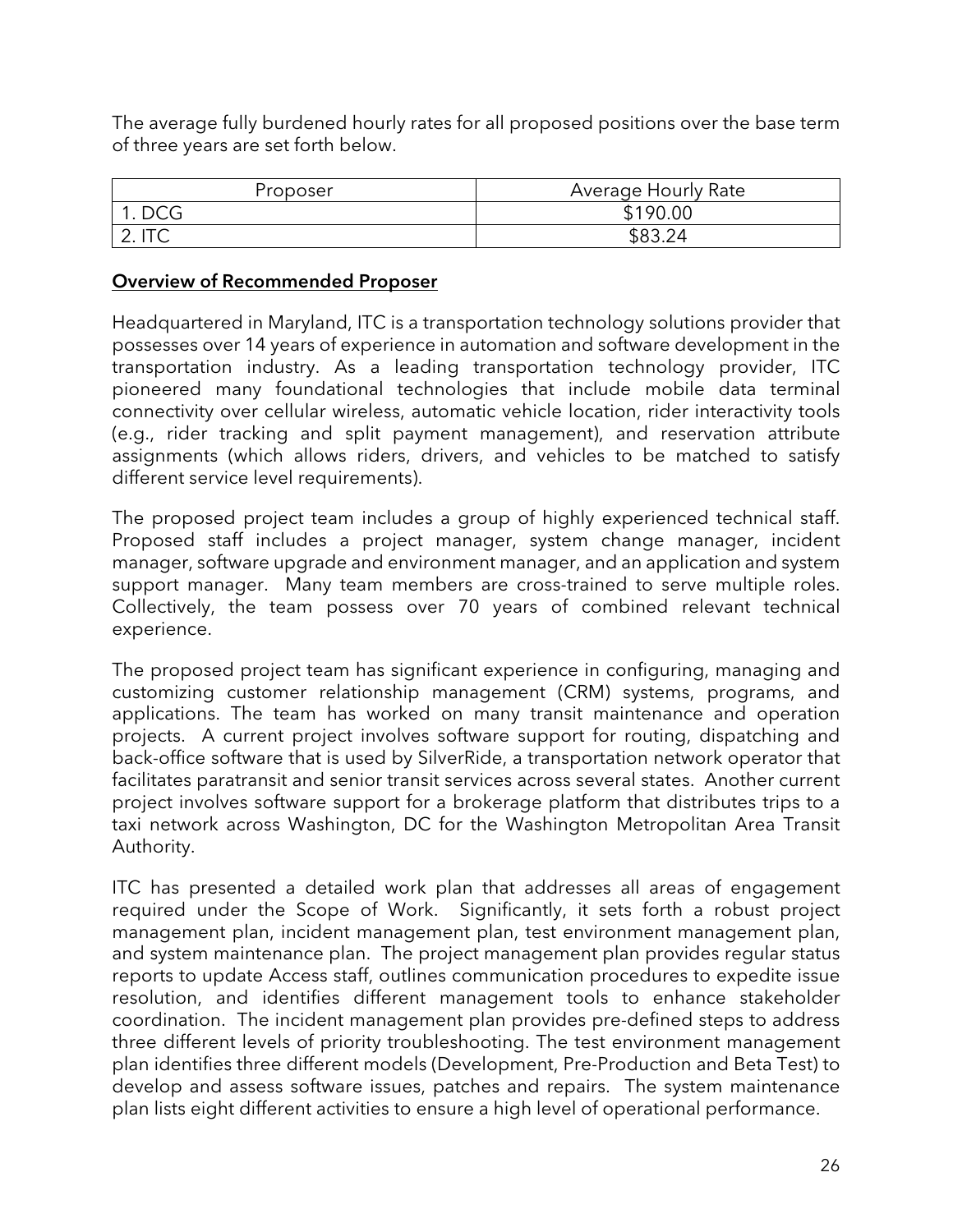The average fully burdened hourly rates for all proposed positions over the base term of three years are set forth below.

| Proposer | Average Hourly Rate |
|---|---|
| 1. DCG | $190.00 |
| 2. ITC | $83.24 |

**Overview of Recommended Proposer**

Headquartered in Maryland, ITC is a transportation technology solutions provider that possesses over 14 years of experience in automation and software development in the transportation industry. As a leading transportation technology provider, ITC pioneered many foundational technologies that include mobile data terminal connectivity over cellular wireless, automatic vehicle location, rider interactivity tools (e.g., rider tracking and split payment management), and reservation attribute assignments (which allows riders, drivers, and vehicles to be matched to satisfy different service level requirements).

The proposed project team includes a group of highly experienced technical staff. Proposed staff includes a project manager, system change manager, incident manager, software upgrade and environment manager, and an application and system support manager. Many team members are cross-trained to serve multiple roles. Collectively, the team possess over 70 years of combined relevant technical experience.

The proposed project team has significant experience in configuring, managing and customizing customer relationship management (CRM) systems, programs, and applications. The team has worked on many transit maintenance and operation projects. A current project involves software support for routing, dispatching and back-office software that is used by SilverRide, a transportation network operator that facilitates paratransit and senior transit services across several states. Another current project involves software support for a brokerage platform that distributes trips to a taxi network across Washington, DC for the Washington Metropolitan Area Transit Authority.

ITC has presented a detailed work plan that addresses all areas of engagement required under the Scope of Work. Significantly, it sets forth a robust project management plan, incident management plan, test environment management plan, and system maintenance plan. The project management plan provides regular status reports to update Access staff, outlines communication procedures to expedite issue resolution, and identifies different management tools to enhance stakeholder coordination. The incident management plan provides pre-defined steps to address three different levels of priority troubleshooting. The test environment management plan identifies three different models (Development, Pre-Production and Beta Test) to develop and assess software issues, patches and repairs. The system maintenance plan lists eight different activities to ensure a high level of operational performance.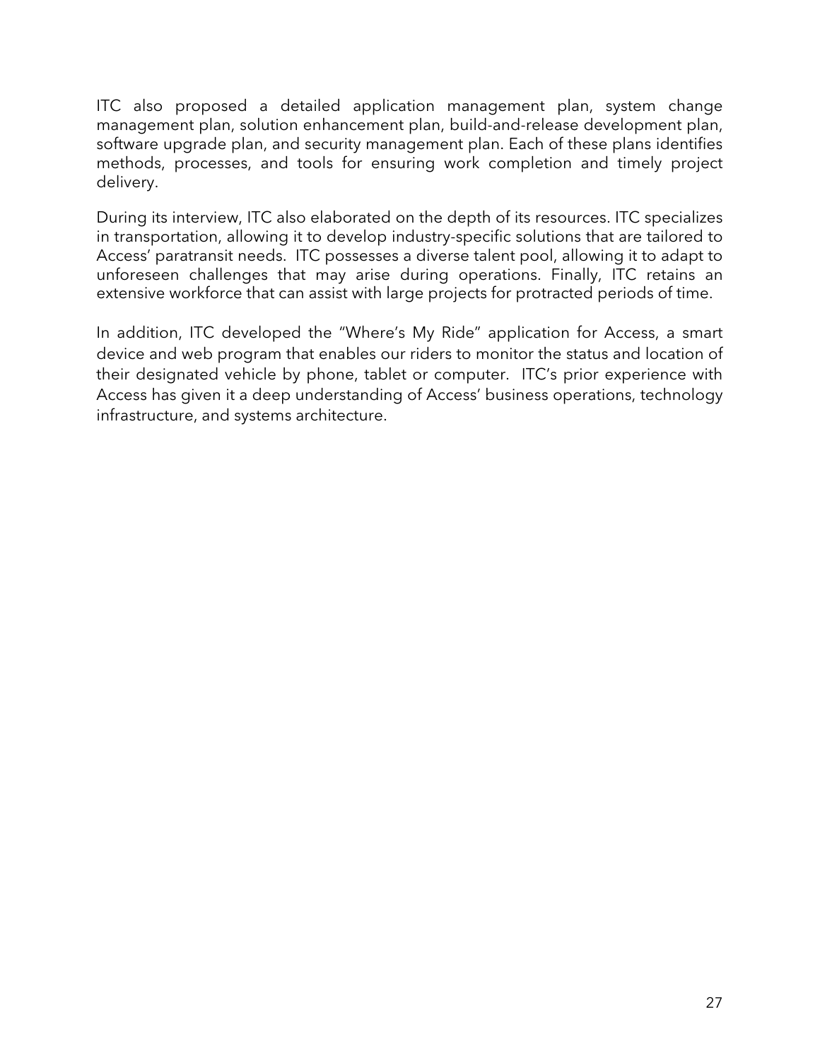ITC also proposed a detailed application management plan, system change management plan, solution enhancement plan, build-and-release development plan, software upgrade plan, and security management plan. Each of these plans identifies methods, processes, and tools for ensuring work completion and timely project delivery.

During its interview, ITC also elaborated on the depth of its resources. ITC specializes in transportation, allowing it to develop industry-specific solutions that are tailored to Access' paratransit needs. ITC possesses a diverse talent pool, allowing it to adapt to unforeseen challenges that may arise during operations. Finally, ITC retains an extensive workforce that can assist with large projects for protracted periods of time.

In addition, ITC developed the "Where's My Ride" application for Access, a smart device and web program that enables our riders to monitor the status and location of their designated vehicle by phone, tablet or computer. ITC's prior experience with Access has given it a deep understanding of Access' business operations, technology infrastructure, and systems architecture.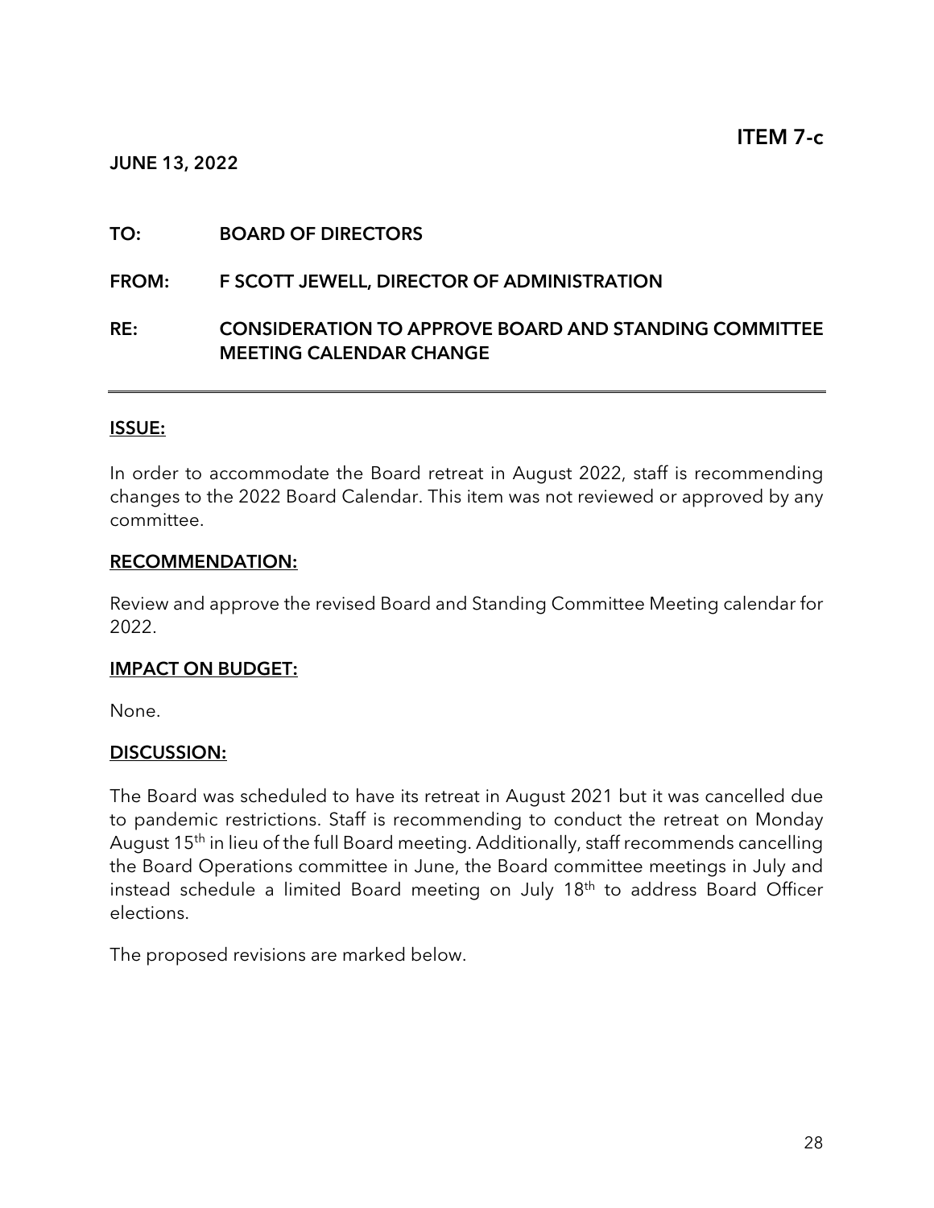**ITEM 7-c**

**JUNE 13, 2022**

**TO:** **BOARD OF DIRECTORS**

**FROM:** **F SCOTT JEWELL, DIRECTOR OF ADMINISTRATION**

**RE:** **CONSIDERATION TO APPROVE BOARD AND STANDING COMMITTEE MEETING CALENDAR CHANGE**

---

## ISSUE:

In order to accommodate the Board retreat in August 2022, staff is recommending changes to the 2022 Board Calendar. This item was not reviewed or approved by any committee.

## RECOMMENDATION:

Review and approve the revised Board and Standing Committee Meeting calendar for 2022.

## IMPACT ON BUDGET:

None.

## DISCUSSION:

The Board was scheduled to have its retreat in August 2021 but it was cancelled due to pandemic restrictions. Staff is recommending to conduct the retreat on Monday August 15th in lieu of the full Board meeting. Additionally, staff recommends cancelling the Board Operations committee in June, the Board committee meetings in July and instead schedule a limited Board meeting on July 18th to address Board Officer elections.

The proposed revisions are marked below.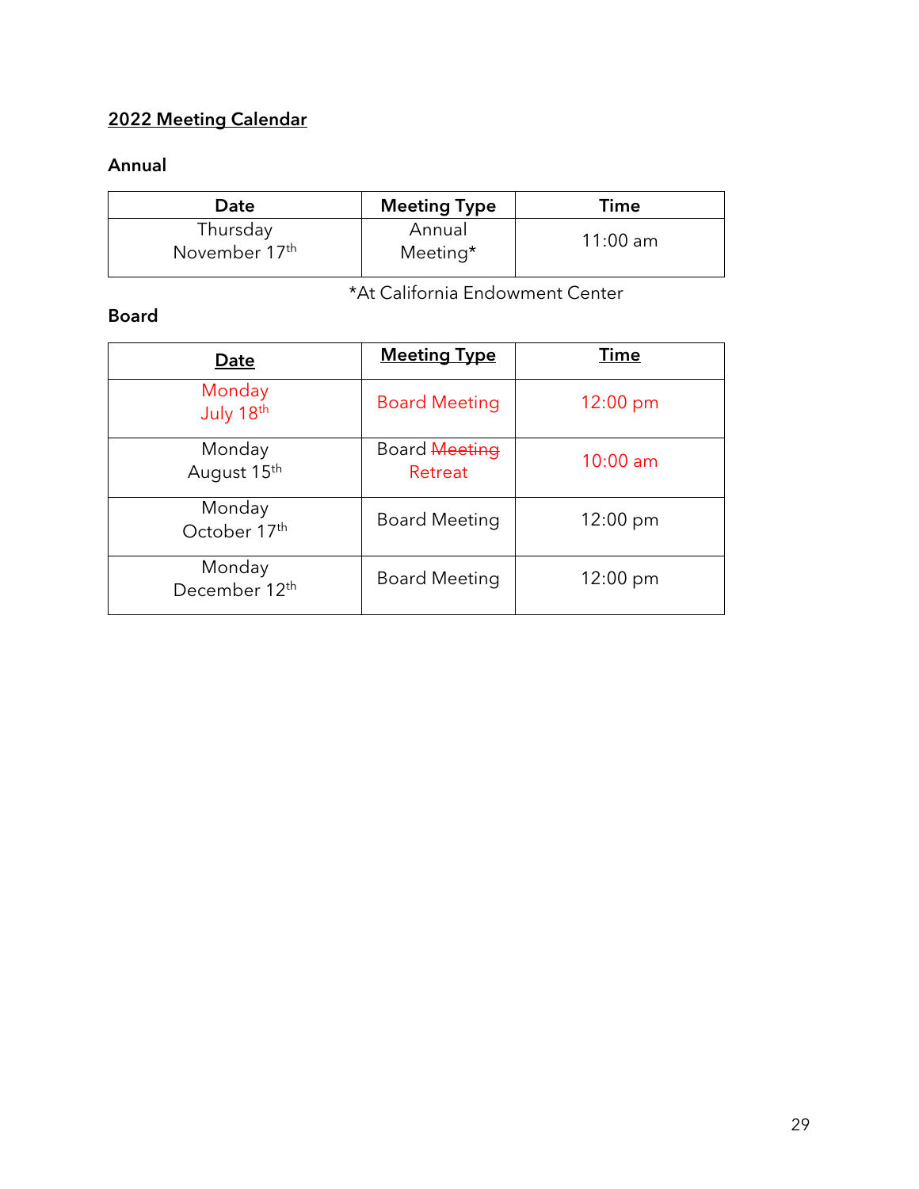## 2022 Meeting Calendar

### Annual

| Date | Meeting Type | Time |
| --- | --- | --- |
| Thursday November 17th | Annual Meeting* | 11:00 am |

*At California Endowment Center

### Board

| Date | Meeting Type | Time |
| --- | --- | --- |
| Monday July 18th | Board Meeting | 12:00 pm |
| Monday August 15th | Board ~~Meeting~~ Retreat | 10:00 am |
| Monday October 17th | Board Meeting | 12:00 pm |
| Monday December 12th | Board Meeting | 12:00 pm |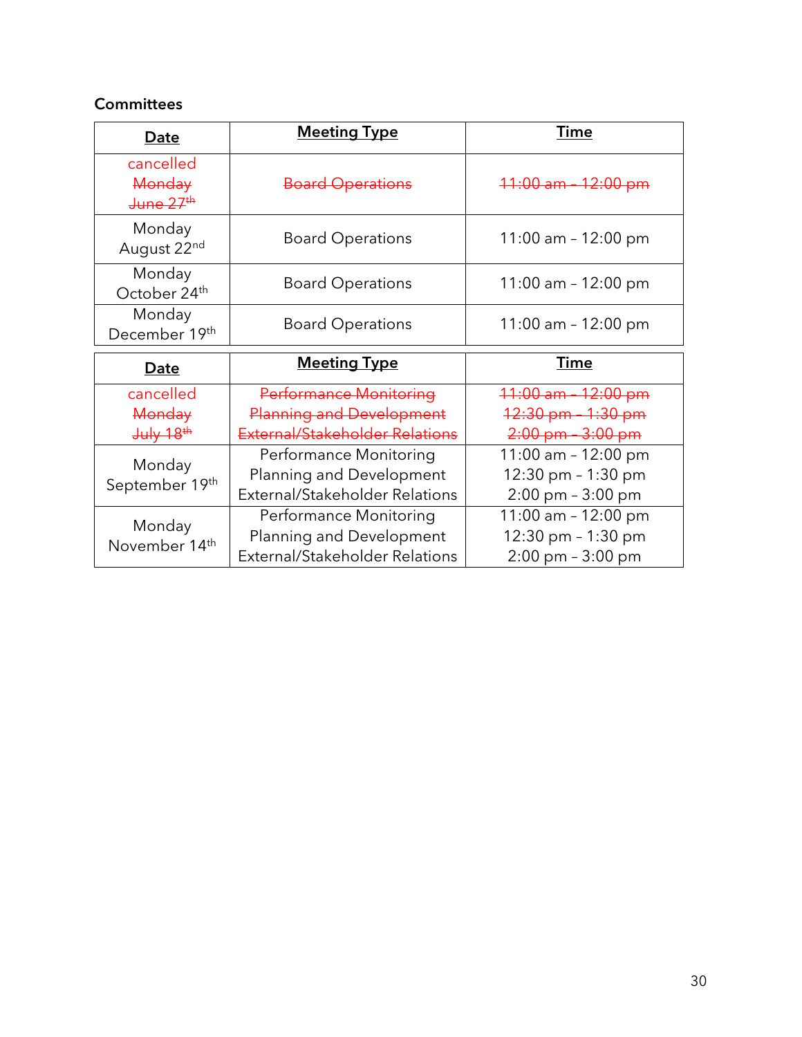**Committees**

| Date | Meeting Type | Time |
|---|---|---|
| cancelled ~~Monday June 27th~~ | ~~Board Operations~~ | ~~11:00 am – 12:00 pm~~ |
| Monday August 22nd | Board Operations | 11:00 am – 12:00 pm |
| Monday October 24th | Board Operations | 11:00 am – 12:00 pm |
| Monday December 19th | Board Operations | 11:00 am – 12:00 pm |

| Date | Meeting Type | Time |
|---|---|---|
| cancelled ~~Monday July 18th~~ | ~~Performance Monitoring~~<br>~~Planning and Development~~<br>~~External/Stakeholder Relations~~ | ~~11:00 am – 12:00 pm~~<br>~~12:30 pm – 1:30 pm~~<br>~~2:00 pm – 3:00 pm~~ |
| Monday September 19th | Performance Monitoring<br>Planning and Development<br>External/Stakeholder Relations | 11:00 am – 12:00 pm<br>12:30 pm – 1:30 pm<br>2:00 pm – 3:00 pm |
| Monday November 14th | Performance Monitoring<br>Planning and Development<br>External/Stakeholder Relations | 11:00 am – 12:00 pm<br>12:30 pm – 1:30 pm<br>2:00 pm – 3:00 pm |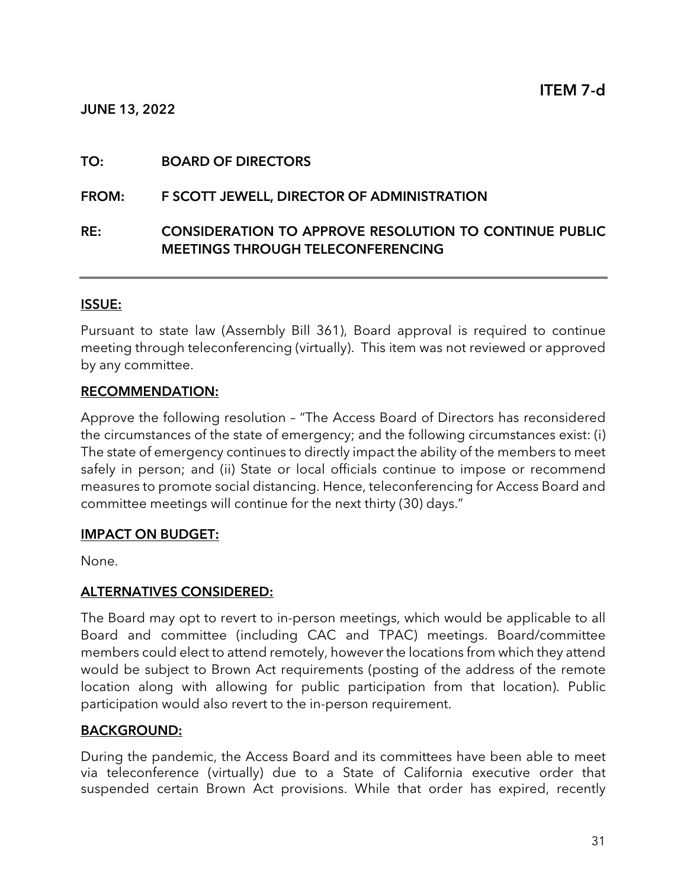JUNE 13, 2022

## ITEM 7-d

**TO:** BOARD OF DIRECTORS

**FROM:** F SCOTT JEWELL, DIRECTOR OF ADMINISTRATION

**RE:** CONSIDERATION TO APPROVE RESOLUTION TO CONTINUE PUBLIC MEETINGS THROUGH TELECONFERENCING

---

### ISSUE:

Pursuant to state law (Assembly Bill 361), Board approval is required to continue meeting through teleconferencing (virtually). This item was not reviewed or approved by any committee.

### RECOMMENDATION:

Approve the following resolution – "The Access Board of Directors has reconsidered the circumstances of the state of emergency; and the following circumstances exist: (i) The state of emergency continues to directly impact the ability of the members to meet safely in person; and (ii) State or local officials continue to impose or recommend measures to promote social distancing. Hence, teleconferencing for Access Board and committee meetings will continue for the next thirty (30) days."

### IMPACT ON BUDGET:

None.

### ALTERNATIVES CONSIDERED:

The Board may opt to revert to in-person meetings, which would be applicable to all Board and committee (including CAC and TPAC) meetings. Board/committee members could elect to attend remotely, however the locations from which they attend would be subject to Brown Act requirements (posting of the address of the remote location along with allowing for public participation from that location). Public participation would also revert to the in-person requirement.

### BACKGROUND:

During the pandemic, the Access Board and its committees have been able to meet via teleconference (virtually) due to a State of California executive order that suspended certain Brown Act provisions. While that order has expired, recently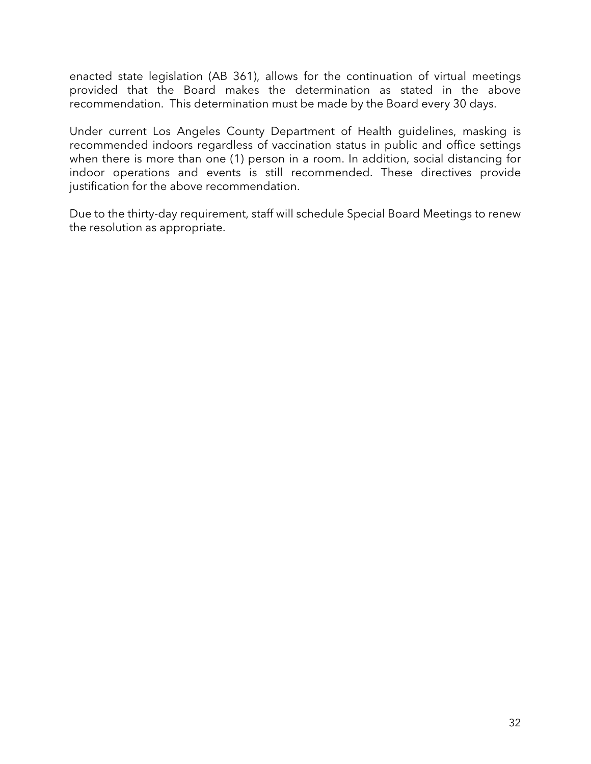enacted state legislation (AB 361), allows for the continuation of virtual meetings provided that the Board makes the determination as stated in the above recommendation. This determination must be made by the Board every 30 days.

Under current Los Angeles County Department of Health guidelines, masking is recommended indoors regardless of vaccination status in public and office settings when there is more than one (1) person in a room. In addition, social distancing for indoor operations and events is still recommended. These directives provide justification for the above recommendation.

Due to the thirty-day requirement, staff will schedule Special Board Meetings to renew the resolution as appropriate.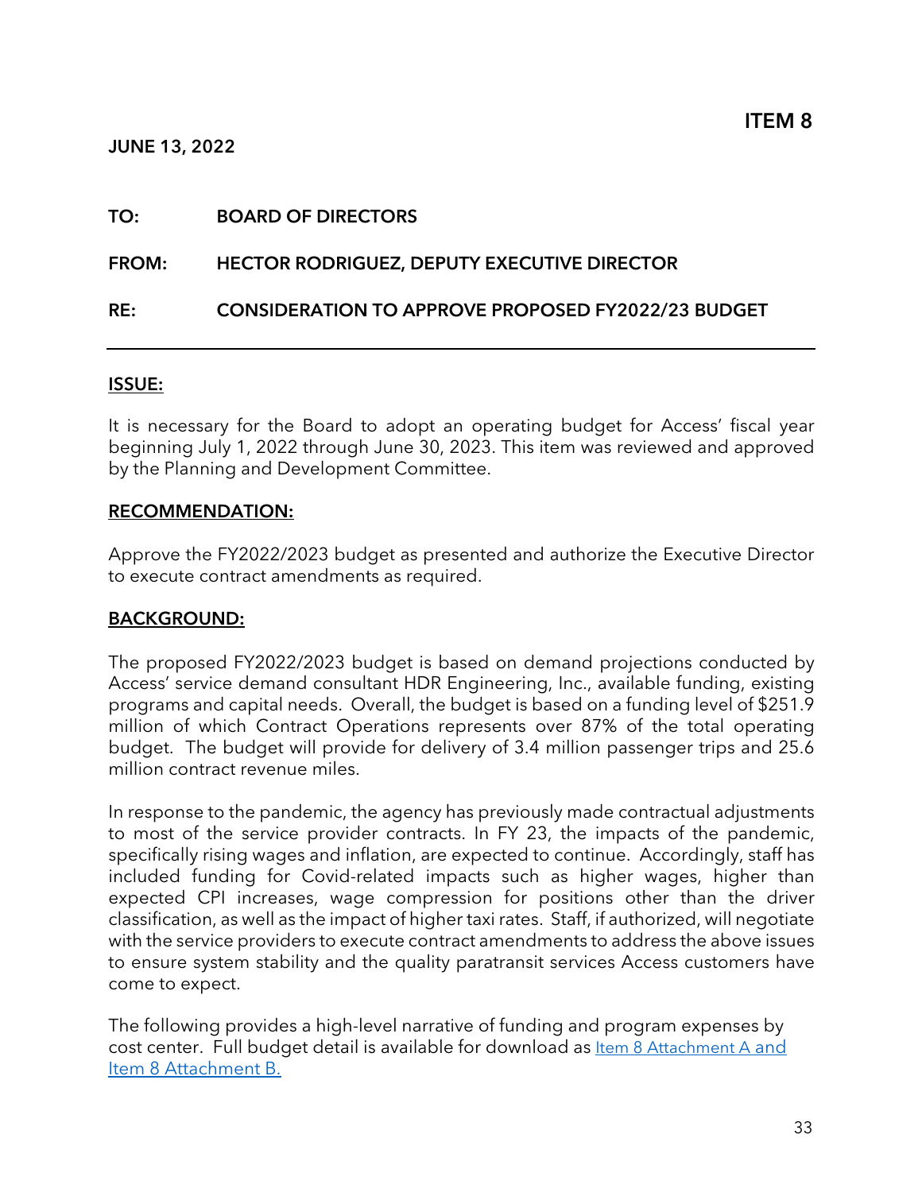**ITEM 8**

**JUNE 13, 2022**

**TO:** **BOARD OF DIRECTORS**

**FROM:** **HECTOR RODRIGUEZ, DEPUTY EXECUTIVE DIRECTOR**

**RE:** **CONSIDERATION TO APPROVE PROPOSED FY2022/23 BUDGET**

---

## ISSUE:

It is necessary for the Board to adopt an operating budget for Access' fiscal year beginning July 1, 2022 through June 30, 2023. This item was reviewed and approved by the Planning and Development Committee.

## RECOMMENDATION:

Approve the FY2022/2023 budget as presented and authorize the Executive Director to execute contract amendments as required.

## BACKGROUND:

The proposed FY2022/2023 budget is based on demand projections conducted by Access' service demand consultant HDR Engineering, Inc., available funding, existing programs and capital needs. Overall, the budget is based on a funding level of $251.9 million of which Contract Operations represents over 87% of the total operating budget. The budget will provide for delivery of 3.4 million passenger trips and 25.6 million contract revenue miles.

In response to the pandemic, the agency has previously made contractual adjustments to most of the service provider contracts. In FY 23, the impacts of the pandemic, specifically rising wages and inflation, are expected to continue. Accordingly, staff has included funding for Covid-related impacts such as higher wages, higher than expected CPI increases, wage compression for positions other than the driver classification, as well as the impact of higher taxi rates. Staff, if authorized, will negotiate with the service providers to execute contract amendments to address the above issues to ensure system stability and the quality paratransit services Access customers have come to expect.

The following provides a high-level narrative of funding and program expenses by cost center. Full budget detail is available for download as Item 8 Attachment A and Item 8 Attachment B.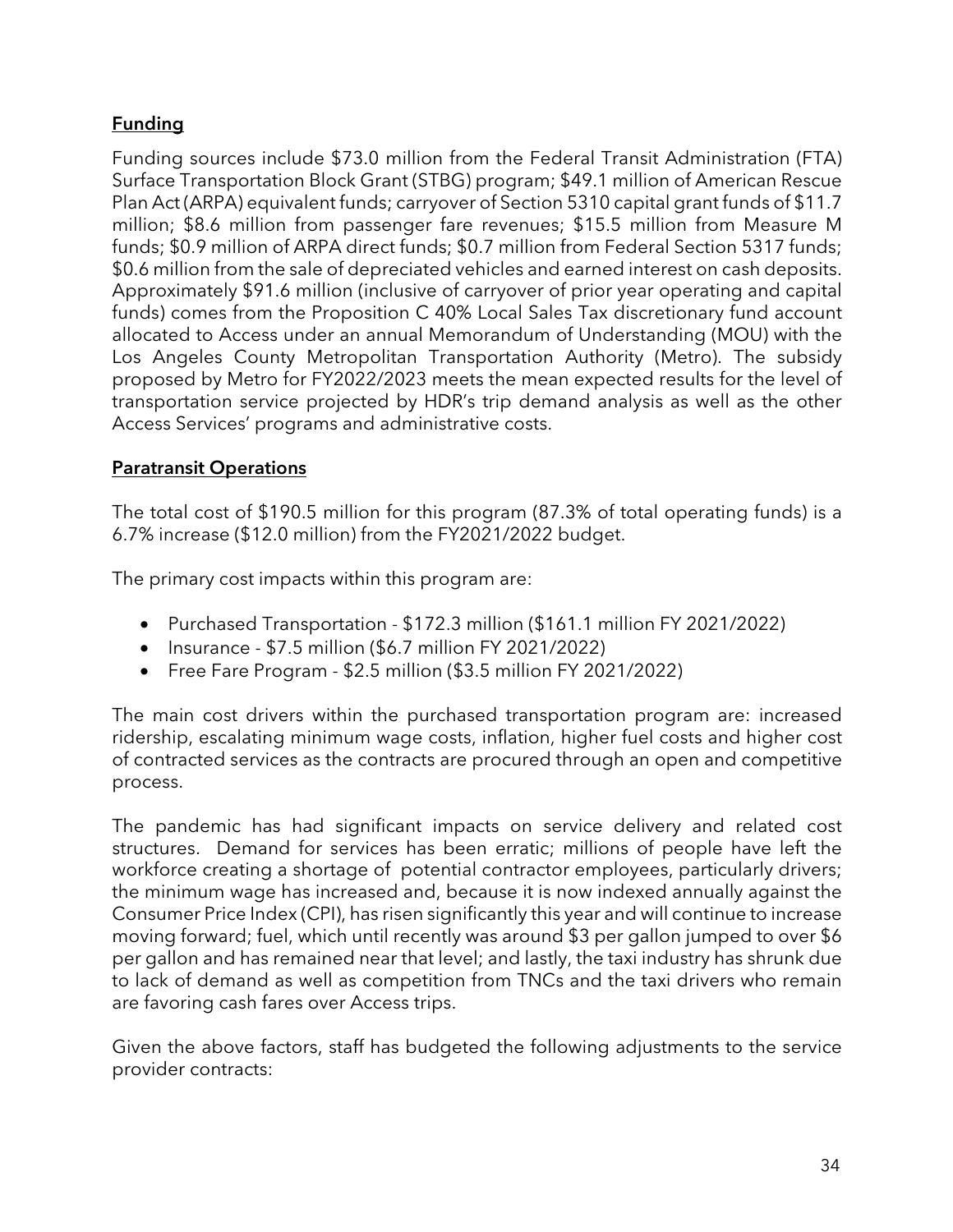## Funding

Funding sources include $73.0 million from the Federal Transit Administration (FTA) Surface Transportation Block Grant (STBG) program; $49.1 million of American Rescue Plan Act (ARPA) equivalent funds; carryover of Section 5310 capital grant funds of $11.7 million; $8.6 million from passenger fare revenues; $15.5 million from Measure M funds; $0.9 million of ARPA direct funds; $0.7 million from Federal Section 5317 funds; $0.6 million from the sale of depreciated vehicles and earned interest on cash deposits. Approximately $91.6 million (inclusive of carryover of prior year operating and capital funds) comes from the Proposition C 40% Local Sales Tax discretionary fund account allocated to Access under an annual Memorandum of Understanding (MOU) with the Los Angeles County Metropolitan Transportation Authority (Metro). The subsidy proposed by Metro for FY2022/2023 meets the mean expected results for the level of transportation service projected by HDR's trip demand analysis as well as the other Access Services' programs and administrative costs.

## Paratransit Operations

The total cost of $190.5 million for this program (87.3% of total operating funds) is a 6.7% increase ($12.0 million) from the FY2021/2022 budget.

The primary cost impacts within this program are:

- Purchased Transportation - $172.3 million ($161.1 million FY 2021/2022)
- Insurance - $7.5 million ($6.7 million FY 2021/2022)
- Free Fare Program - $2.5 million ($3.5 million FY 2021/2022)

The main cost drivers within the purchased transportation program are: increased ridership, escalating minimum wage costs, inflation, higher fuel costs and higher cost of contracted services as the contracts are procured through an open and competitive process.

The pandemic has had significant impacts on service delivery and related cost structures. Demand for services has been erratic; millions of people have left the workforce creating a shortage of potential contractor employees, particularly drivers; the minimum wage has increased and, because it is now indexed annually against the Consumer Price Index (CPI), has risen significantly this year and will continue to increase moving forward; fuel, which until recently was around $3 per gallon jumped to over $6 per gallon and has remained near that level; and lastly, the taxi industry has shrunk due to lack of demand as well as competition from TNCs and the taxi drivers who remain are favoring cash fares over Access trips.

Given the above factors, staff has budgeted the following adjustments to the service provider contracts: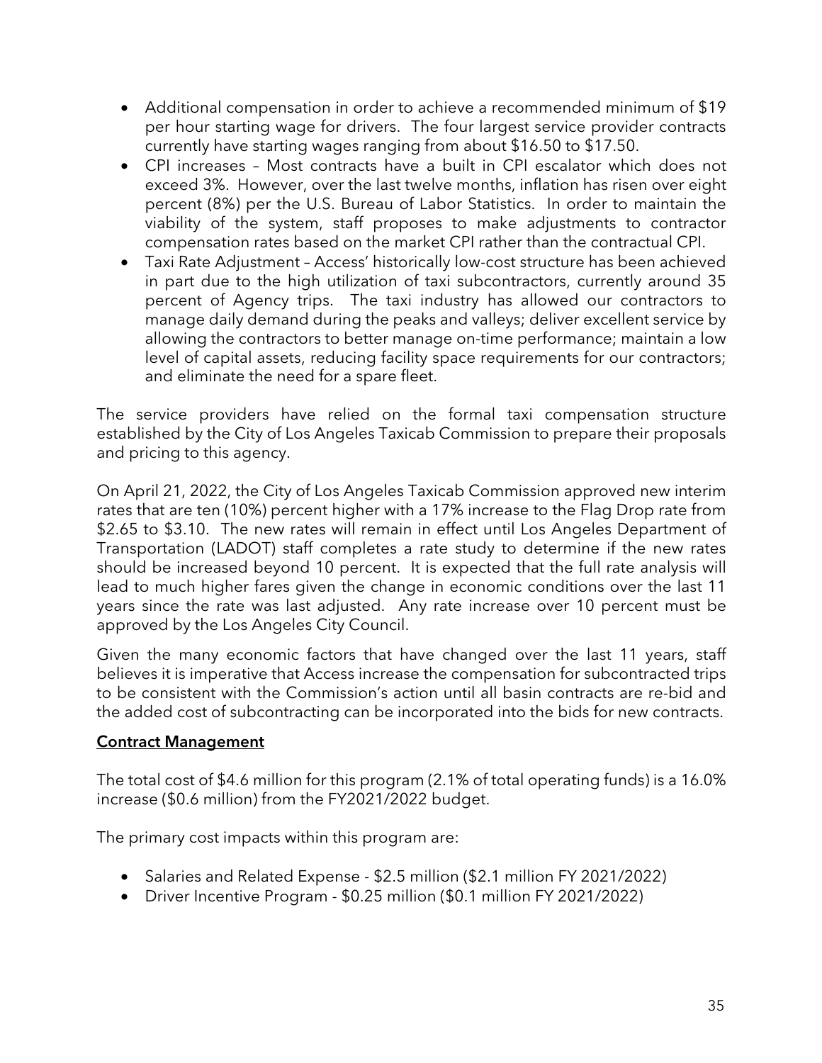- Additional compensation in order to achieve a recommended minimum of $19 per hour starting wage for drivers. The four largest service provider contracts currently have starting wages ranging from about $16.50 to $17.50.
- CPI increases – Most contracts have a built in CPI escalator which does not exceed 3%. However, over the last twelve months, inflation has risen over eight percent (8%) per the U.S. Bureau of Labor Statistics. In order to maintain the viability of the system, staff proposes to make adjustments to contractor compensation rates based on the market CPI rather than the contractual CPI.
- Taxi Rate Adjustment – Access' historically low-cost structure has been achieved in part due to the high utilization of taxi subcontractors, currently around 35 percent of Agency trips. The taxi industry has allowed our contractors to manage daily demand during the peaks and valleys; deliver excellent service by allowing the contractors to better manage on-time performance; maintain a low level of capital assets, reducing facility space requirements for our contractors; and eliminate the need for a spare fleet.

The service providers have relied on the formal taxi compensation structure established by the City of Los Angeles Taxicab Commission to prepare their proposals and pricing to this agency.

On April 21, 2022, the City of Los Angeles Taxicab Commission approved new interim rates that are ten (10%) percent higher with a 17% increase to the Flag Drop rate from $2.65 to $3.10. The new rates will remain in effect until Los Angeles Department of Transportation (LADOT) staff completes a rate study to determine if the new rates should be increased beyond 10 percent. It is expected that the full rate analysis will lead to much higher fares given the change in economic conditions over the last 11 years since the rate was last adjusted. Any rate increase over 10 percent must be approved by the Los Angeles City Council.

Given the many economic factors that have changed over the last 11 years, staff believes it is imperative that Access increase the compensation for subcontracted trips to be consistent with the Commission's action until all basin contracts are re-bid and the added cost of subcontracting can be incorporated into the bids for new contracts.

**Contract Management**

The total cost of $4.6 million for this program (2.1% of total operating funds) is a 16.0% increase ($0.6 million) from the FY2021/2022 budget.

The primary cost impacts within this program are:

- Salaries and Related Expense - $2.5 million ($2.1 million FY 2021/2022)
- Driver Incentive Program - $0.25 million ($0.1 million FY 2021/2022)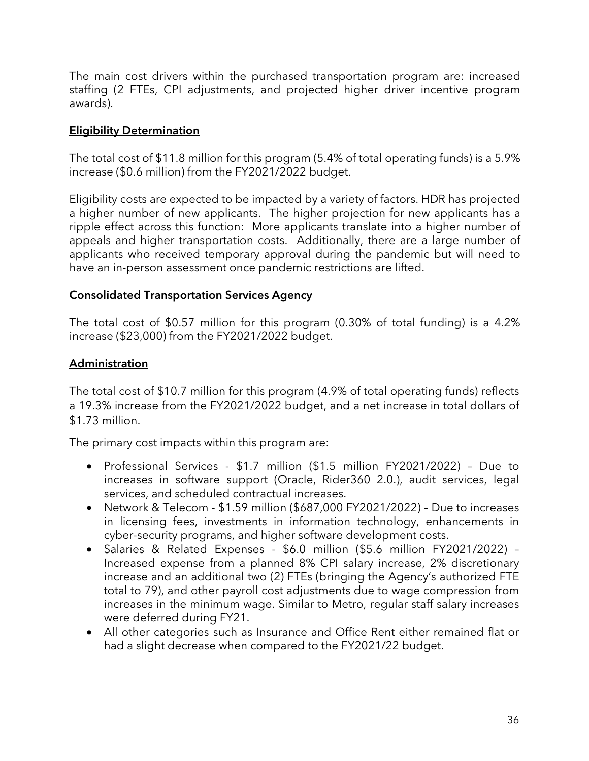The main cost drivers within the purchased transportation program are: increased staffing (2 FTEs, CPI adjustments, and projected higher driver incentive program awards).

**Eligibility Determination**

The total cost of $11.8 million for this program (5.4% of total operating funds) is a 5.9% increase ($0.6 million) from the FY2021/2022 budget.

Eligibility costs are expected to be impacted by a variety of factors. HDR has projected a higher number of new applicants. The higher projection for new applicants has a ripple effect across this function: More applicants translate into a higher number of appeals and higher transportation costs. Additionally, there are a large number of applicants who received temporary approval during the pandemic but will need to have an in-person assessment once pandemic restrictions are lifted.

**Consolidated Transportation Services Agency**

The total cost of $0.57 million for this program (0.30% of total funding) is a 4.2% increase ($23,000) from the FY2021/2022 budget.

**Administration**

The total cost of $10.7 million for this program (4.9% of total operating funds) reflects a 19.3% increase from the FY2021/2022 budget, and a net increase in total dollars of $1.73 million.

The primary cost impacts within this program are:

- Professional Services - $1.7 million ($1.5 million FY2021/2022) – Due to increases in software support (Oracle, Rider360 2.0.), audit services, legal services, and scheduled contractual increases.
- Network & Telecom - $1.59 million ($687,000 FY2021/2022) – Due to increases in licensing fees, investments in information technology, enhancements in cyber-security programs, and higher software development costs.
- Salaries & Related Expenses - $6.0 million ($5.6 million FY2021/2022) – Increased expense from a planned 8% CPI salary increase, 2% discretionary increase and an additional two (2) FTEs (bringing the Agency's authorized FTE total to 79), and other payroll cost adjustments due to wage compression from increases in the minimum wage. Similar to Metro, regular staff salary increases were deferred during FY21.
- All other categories such as Insurance and Office Rent either remained flat or had a slight decrease when compared to the FY2021/22 budget.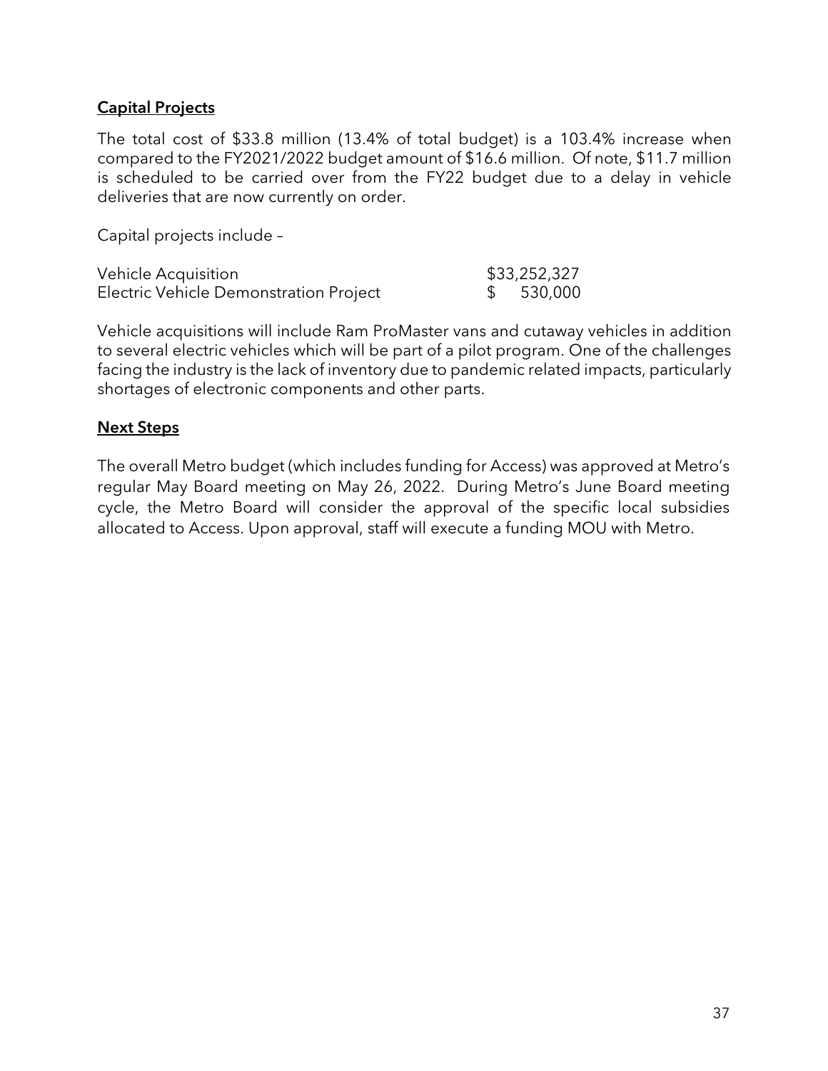**Capital Projects**

The total cost of $33.8 million (13.4% of total budget) is a 103.4% increase when compared to the FY2021/2022 budget amount of $16.6 million. Of note, $11.7 million is scheduled to be carried over from the FY22 budget due to a delay in vehicle deliveries that are now currently on order.

Capital projects include –

| | |
|---|---|
| Vehicle Acquisition | $33,252,327 |
| Electric Vehicle Demonstration Project | $ 530,000 |

Vehicle acquisitions will include Ram ProMaster vans and cutaway vehicles in addition to several electric vehicles which will be part of a pilot program. One of the challenges facing the industry is the lack of inventory due to pandemic related impacts, particularly shortages of electronic components and other parts.

**Next Steps**

The overall Metro budget (which includes funding for Access) was approved at Metro's regular May Board meeting on May 26, 2022. During Metro's June Board meeting cycle, the Metro Board will consider the approval of the specific local subsidies allocated to Access. Upon approval, staff will execute a funding MOU with Metro.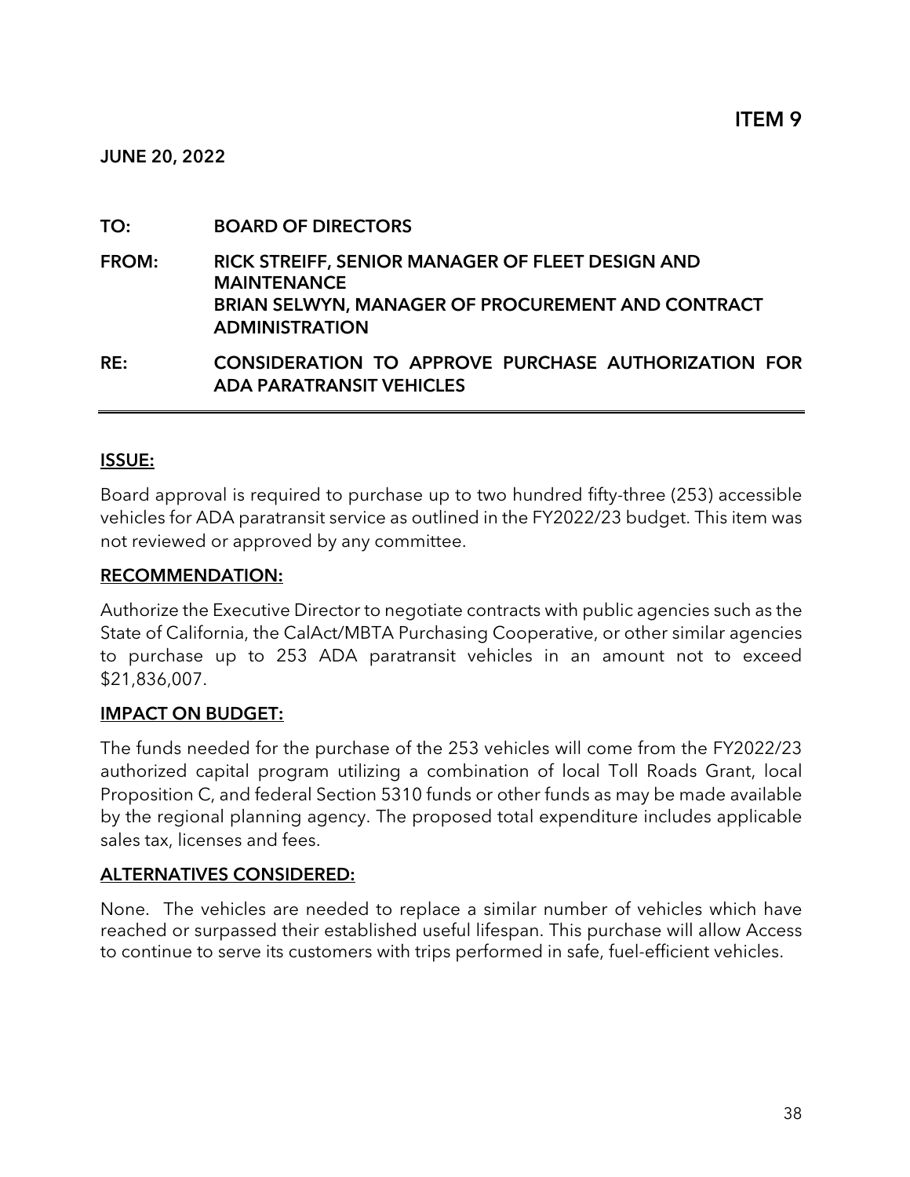**ITEM 9**

**JUNE 20, 2022**

**TO:** BOARD OF DIRECTORS

**FROM:** RICK STREIFF, SENIOR MANAGER OF FLEET DESIGN AND MAINTENANCE
BRIAN SELWYN, MANAGER OF PROCUREMENT AND CONTRACT ADMINISTRATION

**RE:** CONSIDERATION TO APPROVE PURCHASE AUTHORIZATION FOR ADA PARATRANSIT VEHICLES

---

## ISSUE:

Board approval is required to purchase up to two hundred fifty-three (253) accessible vehicles for ADA paratransit service as outlined in the FY2022/23 budget. This item was not reviewed or approved by any committee.

## RECOMMENDATION:

Authorize the Executive Director to negotiate contracts with public agencies such as the State of California, the CalAct/MBTA Purchasing Cooperative, or other similar agencies to purchase up to 253 ADA paratransit vehicles in an amount not to exceed $21,836,007.

## IMPACT ON BUDGET:

The funds needed for the purchase of the 253 vehicles will come from the FY2022/23 authorized capital program utilizing a combination of local Toll Roads Grant, local Proposition C, and federal Section 5310 funds or other funds as may be made available by the regional planning agency. The proposed total expenditure includes applicable sales tax, licenses and fees.

## ALTERNATIVES CONSIDERED:

None. The vehicles are needed to replace a similar number of vehicles which have reached or surpassed their established useful lifespan. This purchase will allow Access to continue to serve its customers with trips performed in safe, fuel-efficient vehicles.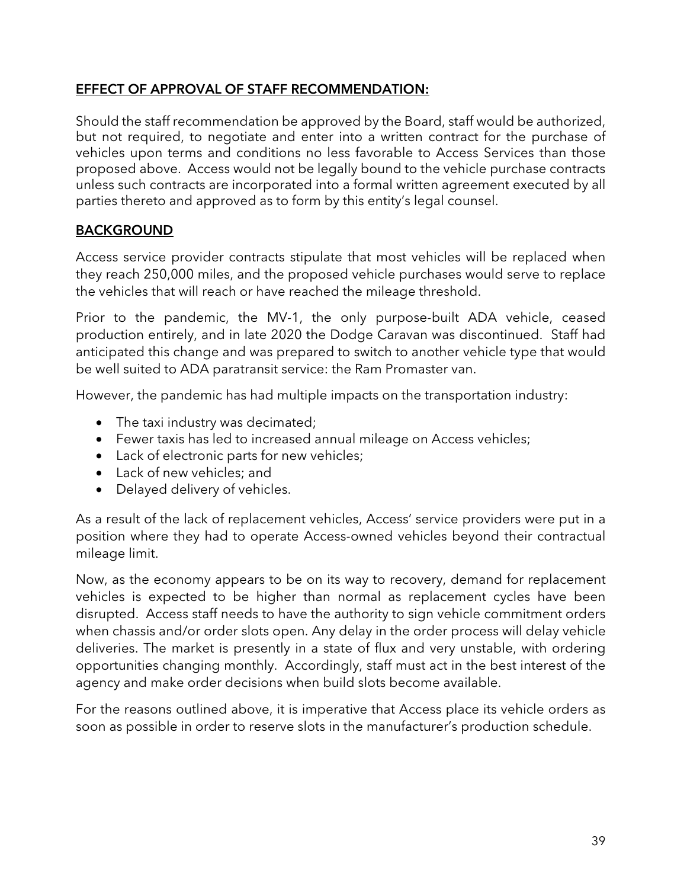## EFFECT OF APPROVAL OF STAFF RECOMMENDATION:

Should the staff recommendation be approved by the Board, staff would be authorized, but not required, to negotiate and enter into a written contract for the purchase of vehicles upon terms and conditions no less favorable to Access Services than those proposed above. Access would not be legally bound to the vehicle purchase contracts unless such contracts are incorporated into a formal written agreement executed by all parties thereto and approved as to form by this entity's legal counsel.

## BACKGROUND

Access service provider contracts stipulate that most vehicles will be replaced when they reach 250,000 miles, and the proposed vehicle purchases would serve to replace the vehicles that will reach or have reached the mileage threshold.

Prior to the pandemic, the MV-1, the only purpose-built ADA vehicle, ceased production entirely, and in late 2020 the Dodge Caravan was discontinued. Staff had anticipated this change and was prepared to switch to another vehicle type that would be well suited to ADA paratransit service: the Ram Promaster van.

However, the pandemic has had multiple impacts on the transportation industry:

- The taxi industry was decimated;
- Fewer taxis has led to increased annual mileage on Access vehicles;
- Lack of electronic parts for new vehicles;
- Lack of new vehicles; and
- Delayed delivery of vehicles.

As a result of the lack of replacement vehicles, Access' service providers were put in a position where they had to operate Access-owned vehicles beyond their contractual mileage limit.

Now, as the economy appears to be on its way to recovery, demand for replacement vehicles is expected to be higher than normal as replacement cycles have been disrupted. Access staff needs to have the authority to sign vehicle commitment orders when chassis and/or order slots open. Any delay in the order process will delay vehicle deliveries. The market is presently in a state of flux and very unstable, with ordering opportunities changing monthly. Accordingly, staff must act in the best interest of the agency and make order decisions when build slots become available.

For the reasons outlined above, it is imperative that Access place its vehicle orders as soon as possible in order to reserve slots in the manufacturer's production schedule.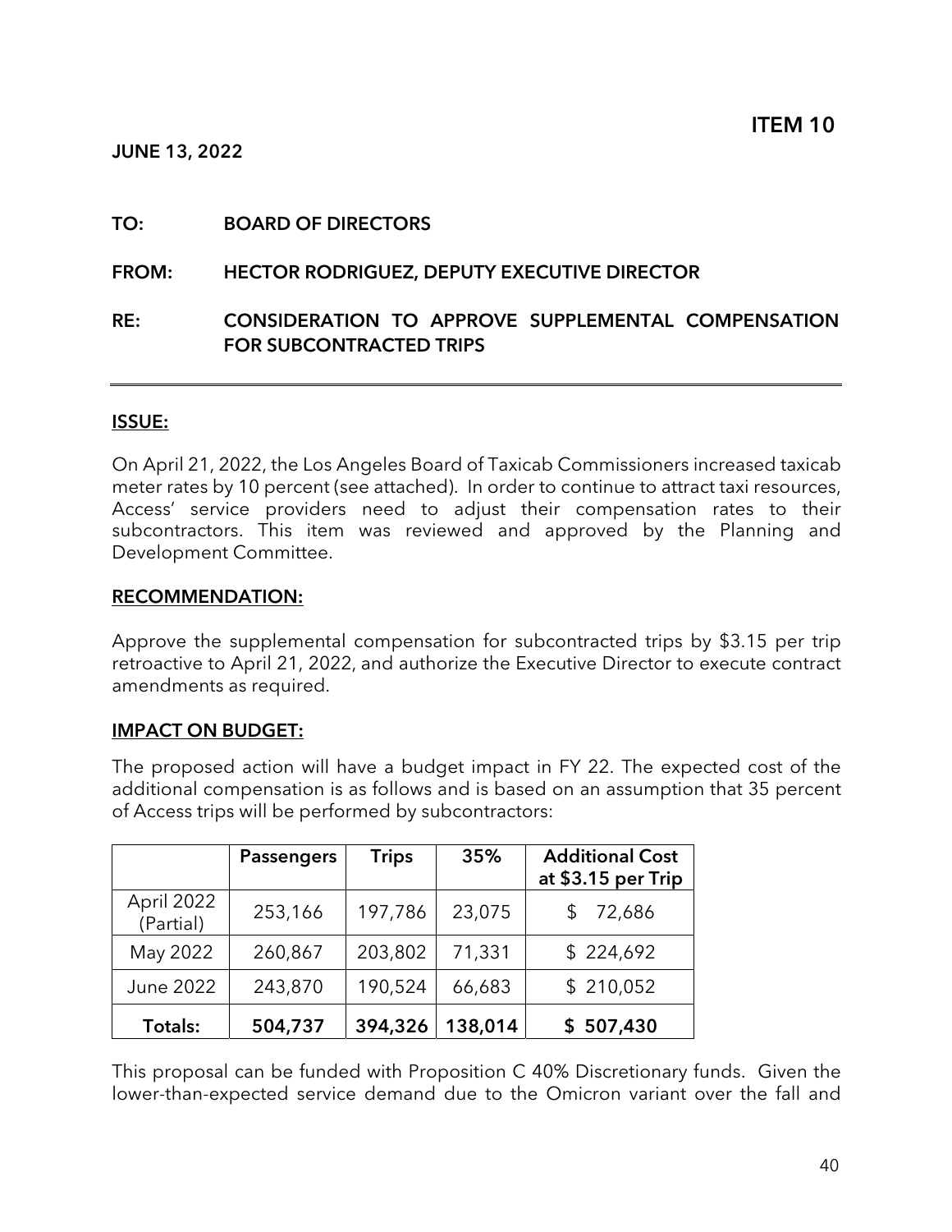**ITEM 10**

**JUNE 13, 2022**

**TO:** BOARD OF DIRECTORS

**FROM:** HECTOR RODRIGUEZ, DEPUTY EXECUTIVE DIRECTOR

**RE:** CONSIDERATION TO APPROVE SUPPLEMENTAL COMPENSATION FOR SUBCONTRACTED TRIPS

---

## ISSUE:

On April 21, 2022, the Los Angeles Board of Taxicab Commissioners increased taxicab meter rates by 10 percent (see attached). In order to continue to attract taxi resources, Access' service providers need to adjust their compensation rates to their subcontractors. This item was reviewed and approved by the Planning and Development Committee.

## RECOMMENDATION:

Approve the supplemental compensation for subcontracted trips by $3.15 per trip retroactive to April 21, 2022, and authorize the Executive Director to execute contract amendments as required.

## IMPACT ON BUDGET:

The proposed action will have a budget impact in FY 22. The expected cost of the additional compensation is as follows and is based on an assumption that 35 percent of Access trips will be performed by subcontractors:

| | Passengers | Trips | 35% | Additional Cost at $3.15 per Trip |
|---|---|---|---|---|
| April 2022 (Partial) | 253,166 | 197,786 | 23,075 | $ 72,686 |
| May 2022 | 260,867 | 203,802 | 71,331 | $ 224,692 |
| June 2022 | 243,870 | 190,524 | 66,683 | $ 210,052 |
| **Totals:** | **504,737** | **394,326** | **138,014** | **$ 507,430** |

This proposal can be funded with Proposition C 40% Discretionary funds. Given the lower-than-expected service demand due to the Omicron variant over the fall and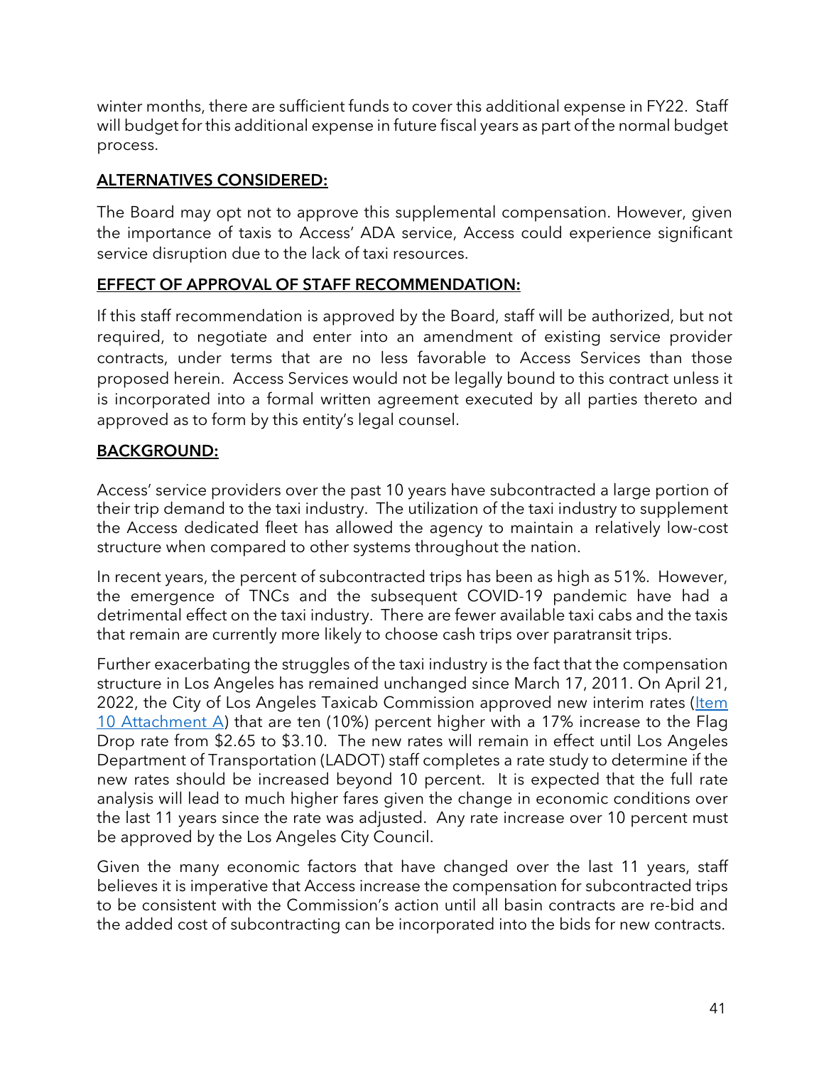winter months, there are sufficient funds to cover this additional expense in FY22. Staff will budget for this additional expense in future fiscal years as part of the normal budget process.

## ALTERNATIVES CONSIDERED:

The Board may opt not to approve this supplemental compensation. However, given the importance of taxis to Access' ADA service, Access could experience significant service disruption due to the lack of taxi resources.

## EFFECT OF APPROVAL OF STAFF RECOMMENDATION:

If this staff recommendation is approved by the Board, staff will be authorized, but not required, to negotiate and enter into an amendment of existing service provider contracts, under terms that are no less favorable to Access Services than those proposed herein. Access Services would not be legally bound to this contract unless it is incorporated into a formal written agreement executed by all parties thereto and approved as to form by this entity's legal counsel.

## BACKGROUND:

Access' service providers over the past 10 years have subcontracted a large portion of their trip demand to the taxi industry. The utilization of the taxi industry to supplement the Access dedicated fleet has allowed the agency to maintain a relatively low-cost structure when compared to other systems throughout the nation.

In recent years, the percent of subcontracted trips has been as high as 51%. However, the emergence of TNCs and the subsequent COVID-19 pandemic have had a detrimental effect on the taxi industry. There are fewer available taxi cabs and the taxis that remain are currently more likely to choose cash trips over paratransit trips.

Further exacerbating the struggles of the taxi industry is the fact that the compensation structure in Los Angeles has remained unchanged since March 17, 2011. On April 21, 2022, the City of Los Angeles Taxicab Commission approved new interim rates (Item 10 Attachment A) that are ten (10%) percent higher with a 17% increase to the Flag Drop rate from $2.65 to $3.10. The new rates will remain in effect until Los Angeles Department of Transportation (LADOT) staff completes a rate study to determine if the new rates should be increased beyond 10 percent. It is expected that the full rate analysis will lead to much higher fares given the change in economic conditions over the last 11 years since the rate was adjusted. Any rate increase over 10 percent must be approved by the Los Angeles City Council.

Given the many economic factors that have changed over the last 11 years, staff believes it is imperative that Access increase the compensation for subcontracted trips to be consistent with the Commission's action until all basin contracts are re-bid and the added cost of subcontracting can be incorporated into the bids for new contracts.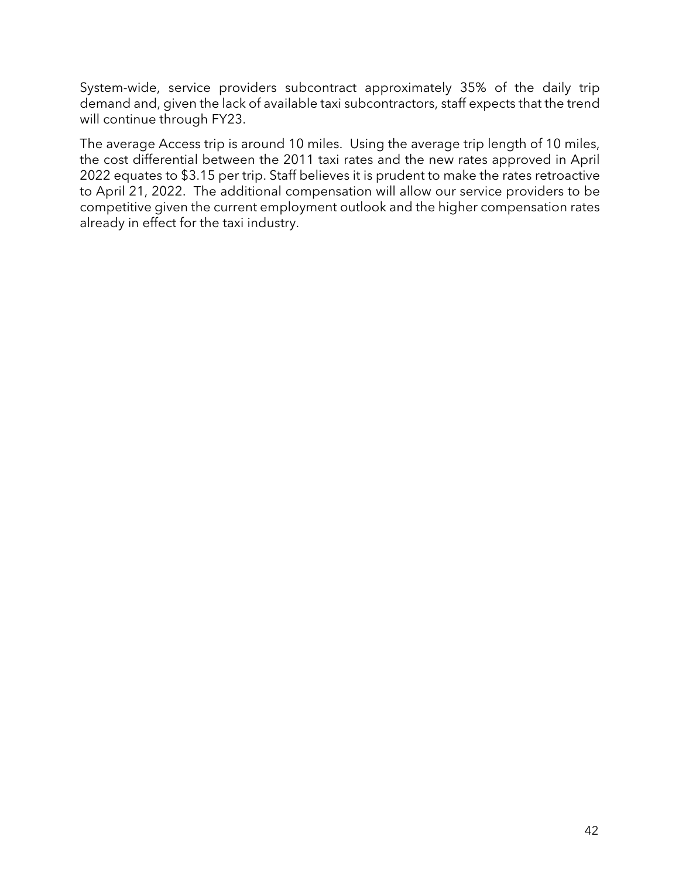System-wide, service providers subcontract approximately 35% of the daily trip demand and, given the lack of available taxi subcontractors, staff expects that the trend will continue through FY23.

The average Access trip is around 10 miles. Using the average trip length of 10 miles, the cost differential between the 2011 taxi rates and the new rates approved in April 2022 equates to $3.15 per trip. Staff believes it is prudent to make the rates retroactive to April 21, 2022. The additional compensation will allow our service providers to be competitive given the current employment outlook and the higher compensation rates already in effect for the taxi industry.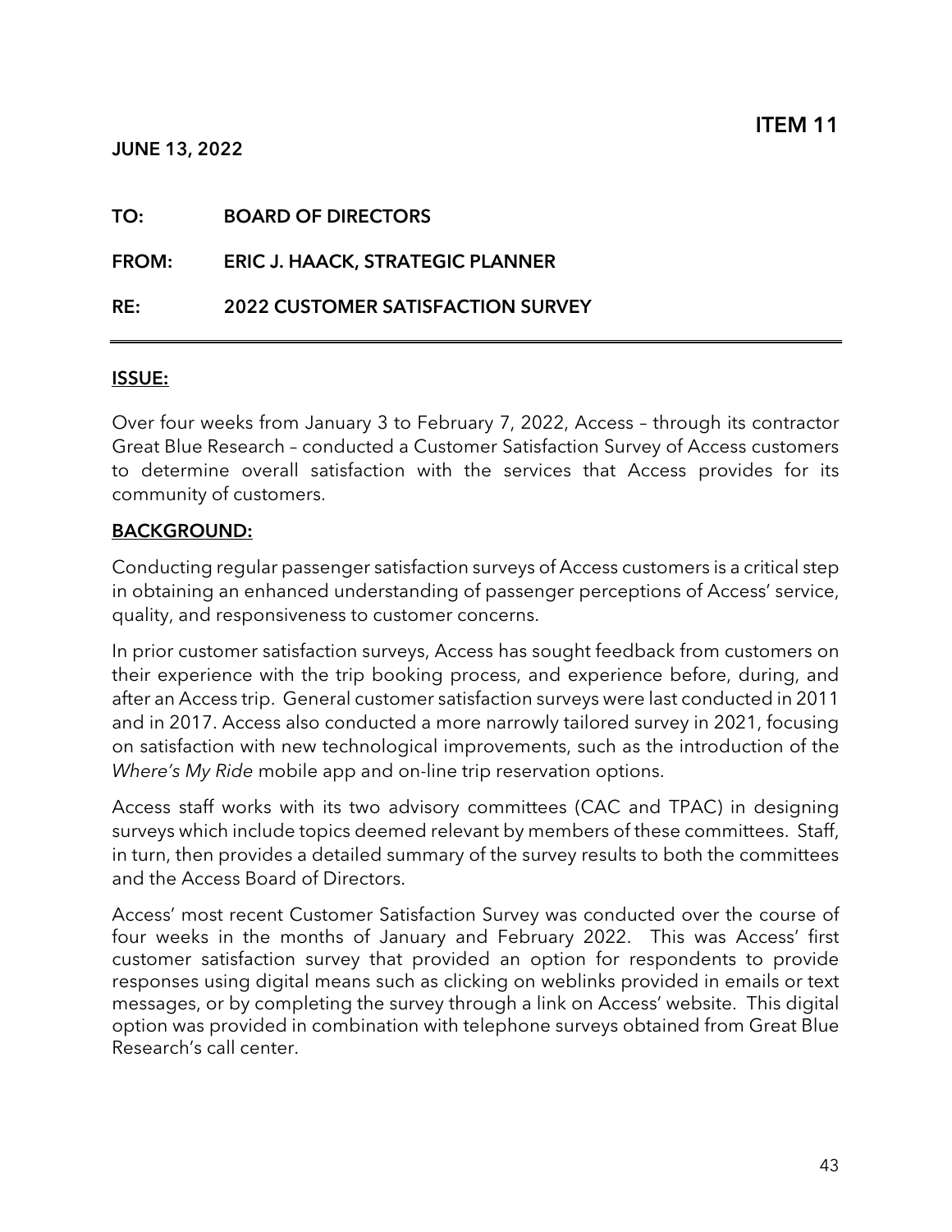**ITEM 11**

**JUNE 13, 2022**

**TO: BOARD OF DIRECTORS**

**FROM: ERIC J. HAACK, STRATEGIC PLANNER**

**RE: 2022 CUSTOMER SATISFACTION SURVEY**

---

## ISSUE:

Over four weeks from January 3 to February 7, 2022, Access – through its contractor Great Blue Research – conducted a Customer Satisfaction Survey of Access customers to determine overall satisfaction with the services that Access provides for its community of customers.

## BACKGROUND:

Conducting regular passenger satisfaction surveys of Access customers is a critical step in obtaining an enhanced understanding of passenger perceptions of Access' service, quality, and responsiveness to customer concerns.

In prior customer satisfaction surveys, Access has sought feedback from customers on their experience with the trip booking process, and experience before, during, and after an Access trip. General customer satisfaction surveys were last conducted in 2011 and in 2017. Access also conducted a more narrowly tailored survey in 2021, focusing on satisfaction with new technological improvements, such as the introduction of the *Where's My Ride* mobile app and on-line trip reservation options.

Access staff works with its two advisory committees (CAC and TPAC) in designing surveys which include topics deemed relevant by members of these committees. Staff, in turn, then provides a detailed summary of the survey results to both the committees and the Access Board of Directors.

Access' most recent Customer Satisfaction Survey was conducted over the course of four weeks in the months of January and February 2022. This was Access' first customer satisfaction survey that provided an option for respondents to provide responses using digital means such as clicking on weblinks provided in emails or text messages, or by completing the survey through a link on Access' website. This digital option was provided in combination with telephone surveys obtained from Great Blue Research's call center.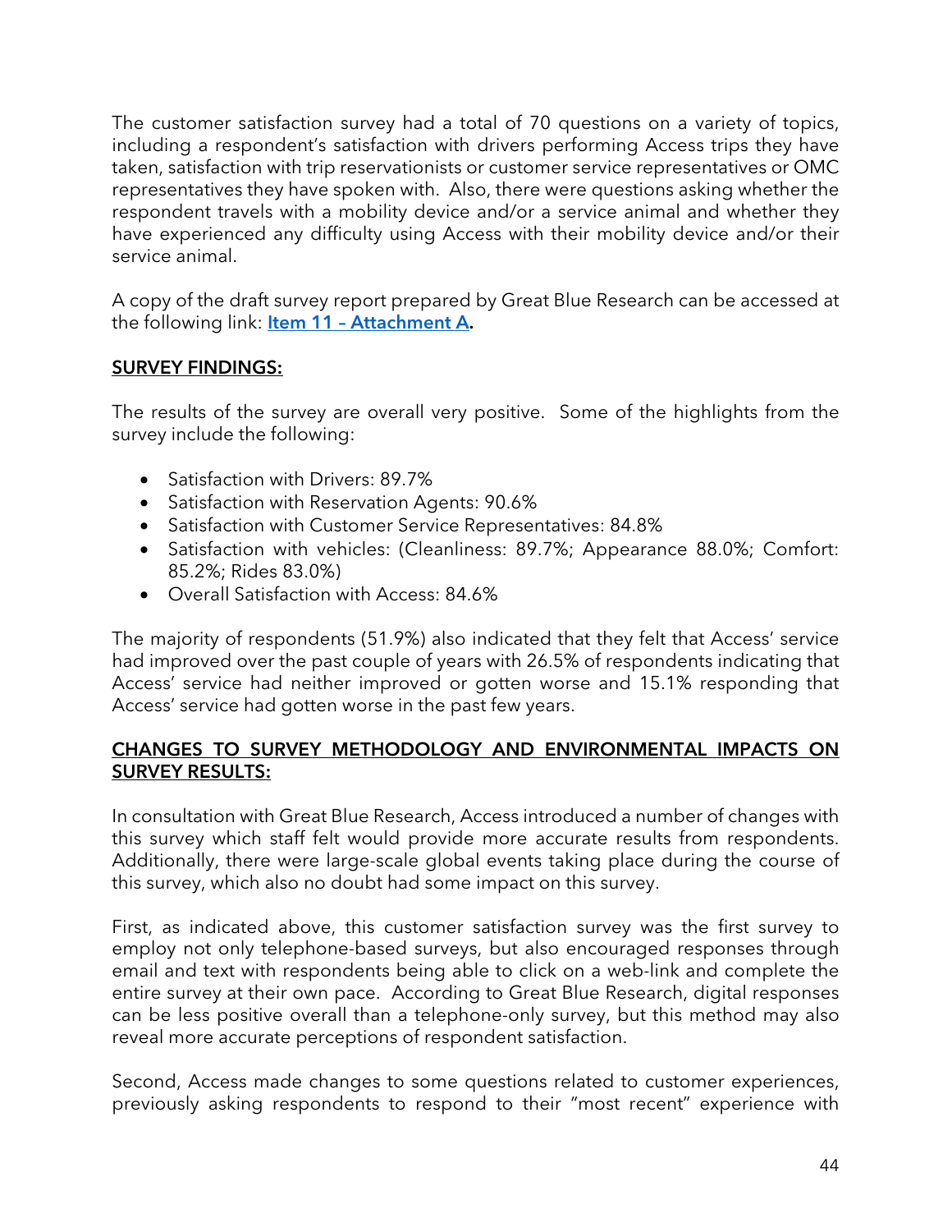The customer satisfaction survey had a total of 70 questions on a variety of topics, including a respondent's satisfaction with drivers performing Access trips they have taken, satisfaction with trip reservationists or customer service representatives or OMC representatives they have spoken with. Also, there were questions asking whether the respondent travels with a mobility device and/or a service animal and whether they have experienced any difficulty using Access with their mobility device and/or their service animal.

A copy of the draft survey report prepared by Great Blue Research can be accessed at the following link: **[Item 11 – Attachment A](#).**

**SURVEY FINDINGS:**

The results of the survey are overall very positive. Some of the highlights from the survey include the following:

- Satisfaction with Drivers: 89.7%
- Satisfaction with Reservation Agents: 90.6%
- Satisfaction with Customer Service Representatives: 84.8%
- Satisfaction with vehicles: (Cleanliness: 89.7%; Appearance 88.0%; Comfort: 85.2%; Rides 83.0%)
- Overall Satisfaction with Access: 84.6%

The majority of respondents (51.9%) also indicated that they felt that Access' service had improved over the past couple of years with 26.5% of respondents indicating that Access' service had neither improved or gotten worse and 15.1% responding that Access' service had gotten worse in the past few years.

**CHANGES TO SURVEY METHODOLOGY AND ENVIRONMENTAL IMPACTS ON SURVEY RESULTS:**

In consultation with Great Blue Research, Access introduced a number of changes with this survey which staff felt would provide more accurate results from respondents. Additionally, there were large-scale global events taking place during the course of this survey, which also no doubt had some impact on this survey.

First, as indicated above, this customer satisfaction survey was the first survey to employ not only telephone-based surveys, but also encouraged responses through email and text with respondents being able to click on a web-link and complete the entire survey at their own pace. According to Great Blue Research, digital responses can be less positive overall than a telephone-only survey, but this method may also reveal more accurate perceptions of respondent satisfaction.

Second, Access made changes to some questions related to customer experiences, previously asking respondents to respond to their "most recent" experience with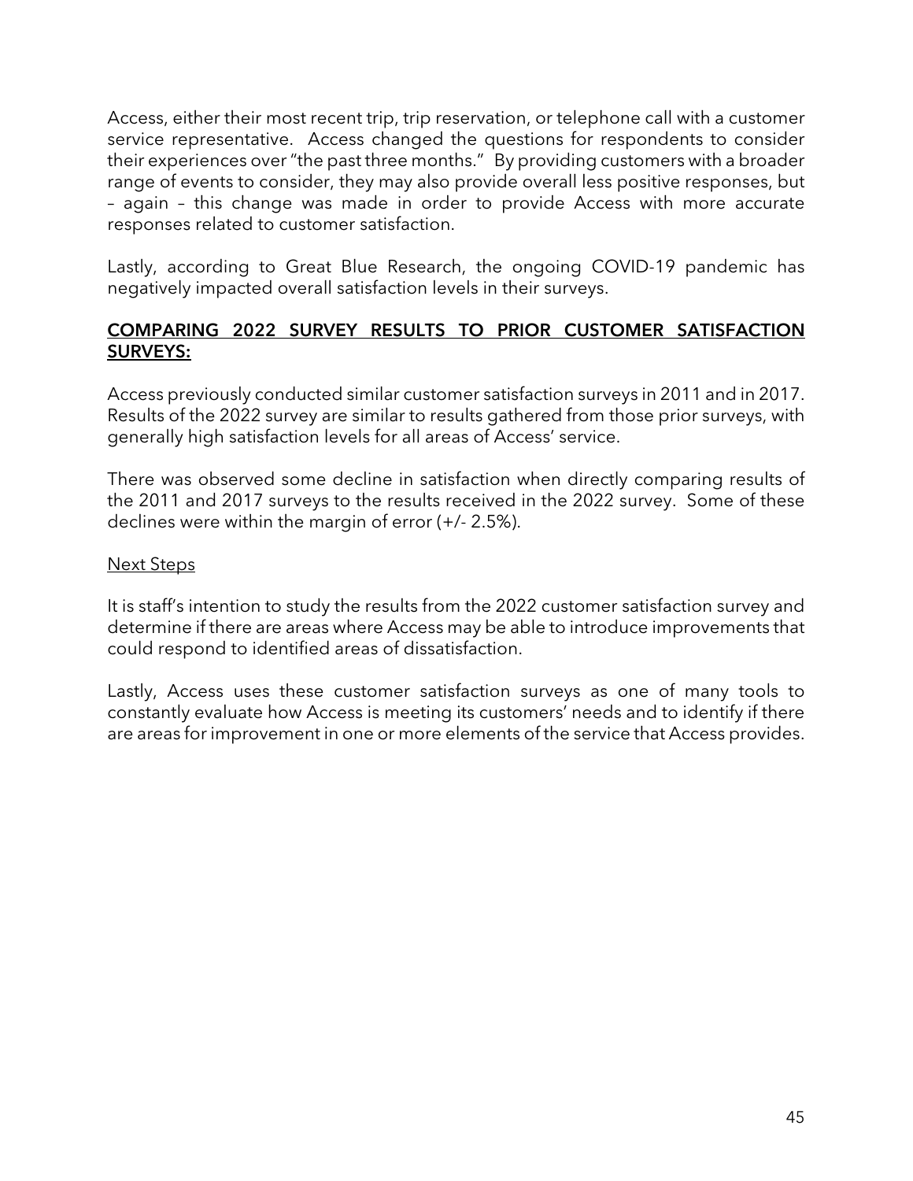Access, either their most recent trip, trip reservation, or telephone call with a customer service representative. Access changed the questions for respondents to consider their experiences over "the past three months." By providing customers with a broader range of events to consider, they may also provide overall less positive responses, but – again – this change was made in order to provide Access with more accurate responses related to customer satisfaction.

Lastly, according to Great Blue Research, the ongoing COVID-19 pandemic has negatively impacted overall satisfaction levels in their surveys.

## COMPARING 2022 SURVEY RESULTS TO PRIOR CUSTOMER SATISFACTION SURVEYS:

Access previously conducted similar customer satisfaction surveys in 2011 and in 2017. Results of the 2022 survey are similar to results gathered from those prior surveys, with generally high satisfaction levels for all areas of Access' service.

There was observed some decline in satisfaction when directly comparing results of the 2011 and 2017 surveys to the results received in the 2022 survey. Some of these declines were within the margin of error (+/- 2.5%).

### Next Steps

It is staff's intention to study the results from the 2022 customer satisfaction survey and determine if there are areas where Access may be able to introduce improvements that could respond to identified areas of dissatisfaction.

Lastly, Access uses these customer satisfaction surveys as one of many tools to constantly evaluate how Access is meeting its customers' needs and to identify if there are areas for improvement in one or more elements of the service that Access provides.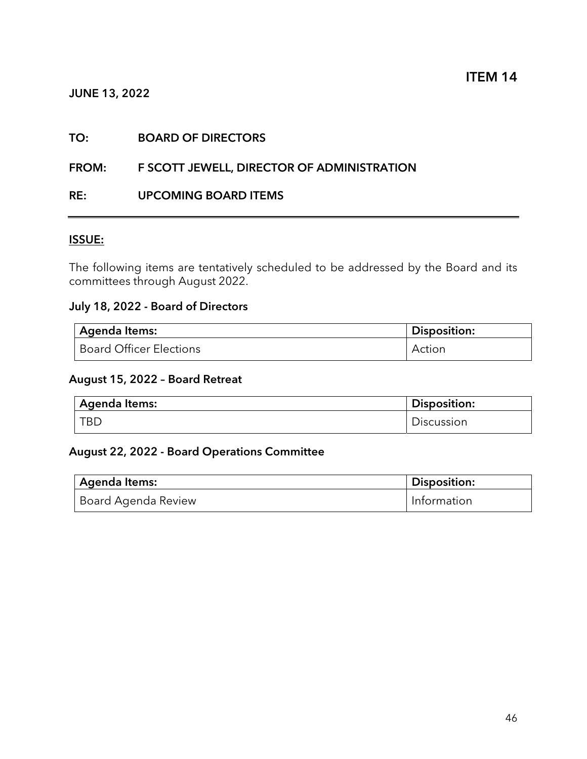**ITEM 14**

**JUNE 13, 2022**

**TO:** BOARD OF DIRECTORS

**FROM:** F SCOTT JEWELL, DIRECTOR OF ADMINISTRATION

**RE:** UPCOMING BOARD ITEMS

---

**ISSUE:**

The following items are tentatively scheduled to be addressed by the Board and its committees through August 2022.

### July 18, 2022 - Board of Directors

| Agenda Items: | Disposition: |
|---|---|
| Board Officer Elections | Action |

### August 15, 2022 – Board Retreat

| Agenda Items: | Disposition: |
|---|---|
| TBD | Discussion |

### August 22, 2022 - Board Operations Committee

| Agenda Items: | Disposition: |
|---|---|
| Board Agenda Review | Information |